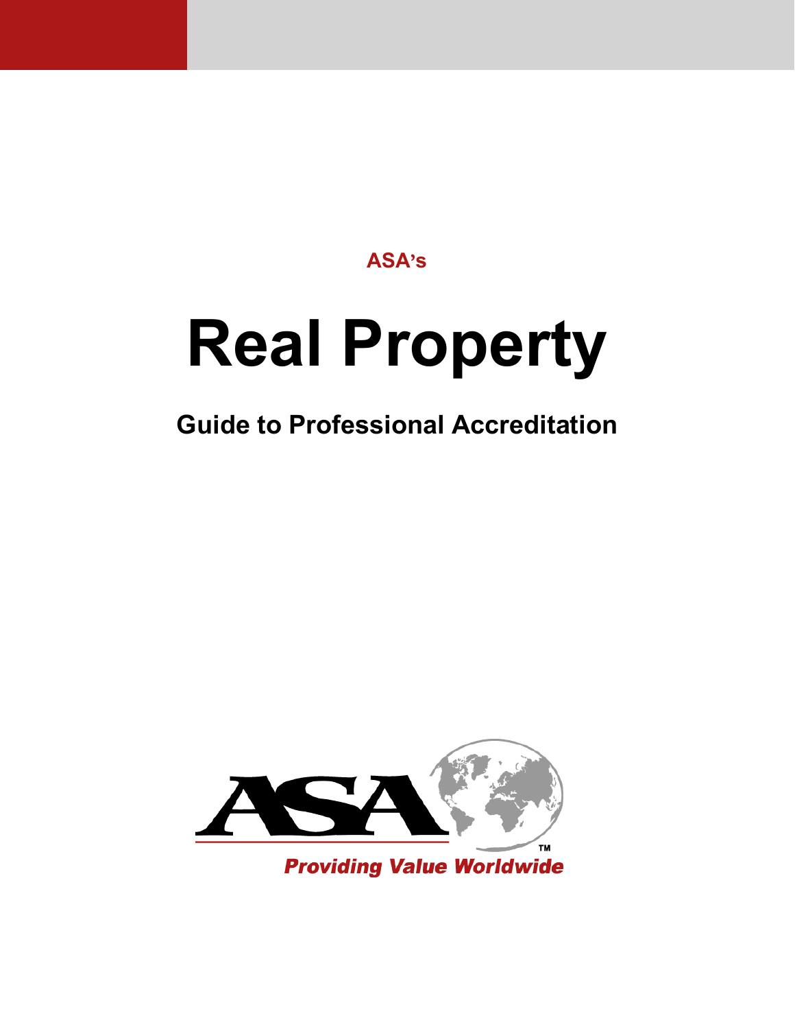ASA's

# Real Property

## Guide to Professional Accreditation

ASA

*Providing Value Worldwide*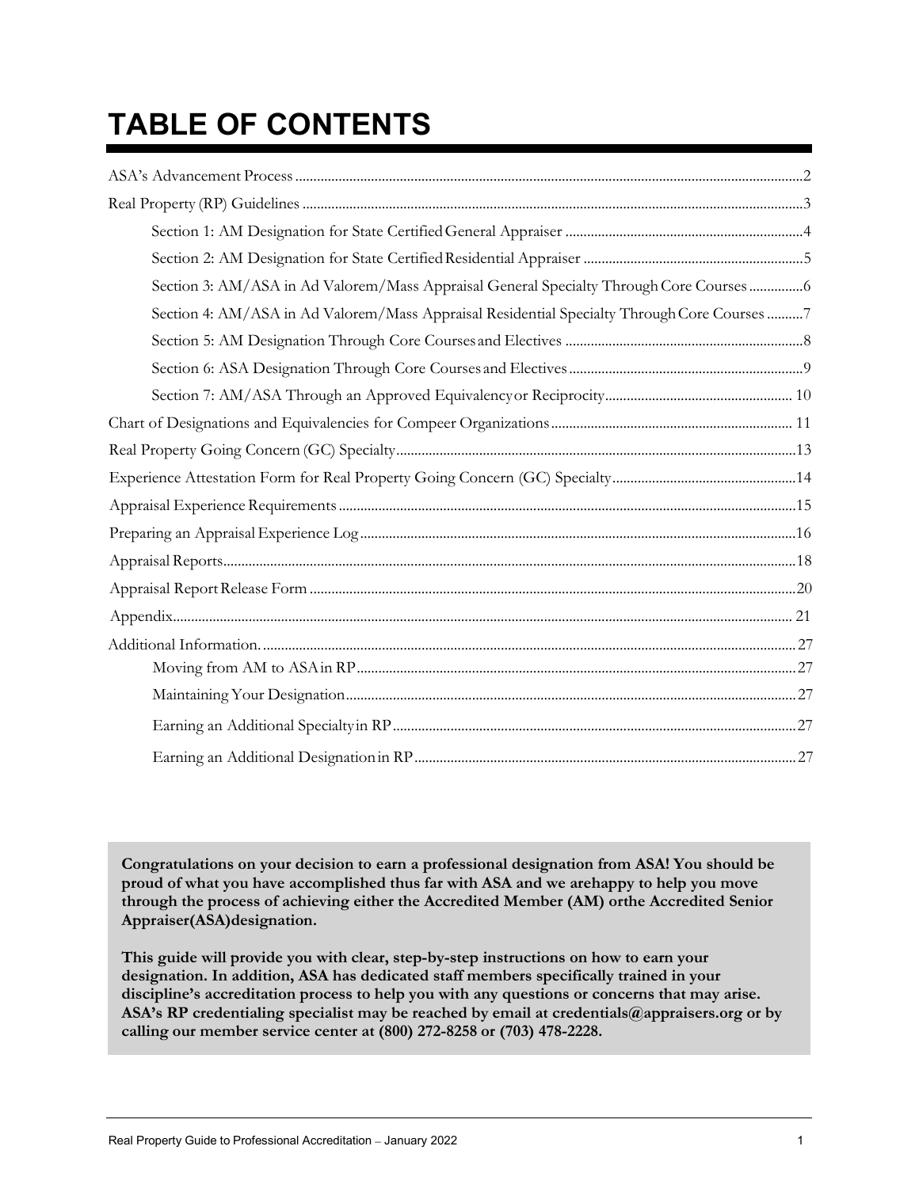# TABLE OF CONTENTS

- ASA's Advancement Process ... 2
- Real Property (RP) Guidelines ... 3
  - Section 1: AM Designation for State Certified General Appraiser ... 4
  - Section 2: AM Designation for State Certified Residential Appraiser ... 5
  - Section 3: AM/ASA in Ad Valorem/Mass Appraisal General Specialty Through Core Courses ... 6
  - Section 4: AM/ASA in Ad Valorem/Mass Appraisal Residential Specialty Through Core Courses ... 7
  - Section 5: AM Designation Through Core Courses and Electives ... 8
  - Section 6: ASA Designation Through Core Courses and Electives ... 9
  - Section 7: AM/ASA Through an Approved Equivalency or Reciprocity ... 10
- Chart of Designations and Equivalencies for Compeer Organizations ... 11
- Real Property Going Concern (GC) Specialty ... 13
- Experience Attestation Form for Real Property Going Concern (GC) Specialty ... 14
- Appraisal Experience Requirements ... 15
- Preparing an Appraisal Experience Log ... 16
- Appraisal Reports ... 18
- Appraisal Report Release Form ... 20
- Appendix ... 21
- Additional Information. ... 27
  - Moving from AM to ASA in RP ... 27
  - Maintaining Your Designation ... 27
  - Earning an Additional Specialty in RP ... 27
  - Earning an Additional Designation in RP ... 27

**Congratulations on your decision to earn a professional designation from ASA! You should be proud of what you have accomplished thus far with ASA and we arehappy to help you move through the process of achieving either the Accredited Member (AM) orthe Accredited Senior Appraiser(ASA)designation.**

**This guide will provide you with clear, step-by-step instructions on how to earn your designation. In addition, ASA has dedicated staff members specifically trained in your discipline's accreditation process to help you with any questions or concerns that may arise. ASA's RP credentialing specialist may be reached by email at credentials@appraisers.org or by calling our member service center at (800) 272-8258 or (703) 478-2228.**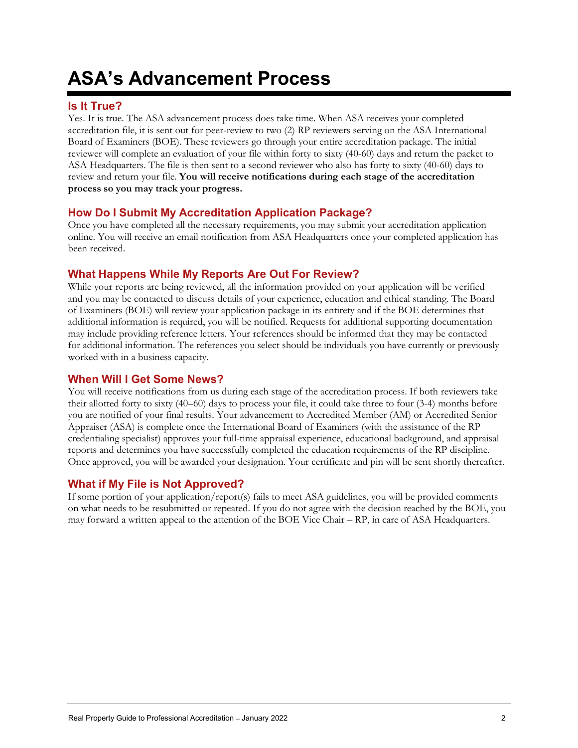# ASA's Advancement Process

## Is It True?

Yes. It is true. The ASA advancement process does take time. When ASA receives your completed accreditation file, it is sent out for peer-review to two (2) RP reviewers serving on the ASA International Board of Examiners (BOE). These reviewers go through your entire accreditation package. The initial reviewer will complete an evaluation of your file within forty to sixty (40-60) days and return the packet to ASA Headquarters. The file is then sent to a second reviewer who also has forty to sixty (40-60) days to review and return your file. **You will receive notifications during each stage of the accreditation process so you may track your progress.**

## How Do I Submit My Accreditation Application Package?

Once you have completed all the necessary requirements, you may submit your accreditation application online. You will receive an email notification from ASA Headquarters once your completed application has been received.

## What Happens While My Reports Are Out For Review?

While your reports are being reviewed, all the information provided on your application will be verified and you may be contacted to discuss details of your experience, education and ethical standing. The Board of Examiners (BOE) will review your application package in its entirety and if the BOE determines that additional information is required, you will be notified. Requests for additional supporting documentation may include providing reference letters. Your references should be informed that they may be contacted for additional information. The references you select should be individuals you have currently or previously worked with in a business capacity.

## When Will I Get Some News?

You will receive notifications from us during each stage of the accreditation process. If both reviewers take their allotted forty to sixty (40–60) days to process your file, it could take three to four (3-4) months before you are notified of your final results. Your advancement to Accredited Member (AM) or Accredited Senior Appraiser (ASA) is complete once the International Board of Examiners (with the assistance of the RP credentialing specialist) approves your full-time appraisal experience, educational background, and appraisal reports and determines you have successfully completed the education requirements of the RP discipline. Once approved, you will be awarded your designation. Your certificate and pin will be sent shortly thereafter.

## What if My File is Not Approved?

If some portion of your application/report(s) fails to meet ASA guidelines, you will be provided comments on what needs to be resubmitted or repeated. If you do not agree with the decision reached by the BOE, you may forward a written appeal to the attention of the BOE Vice Chair – RP, in care of ASA Headquarters.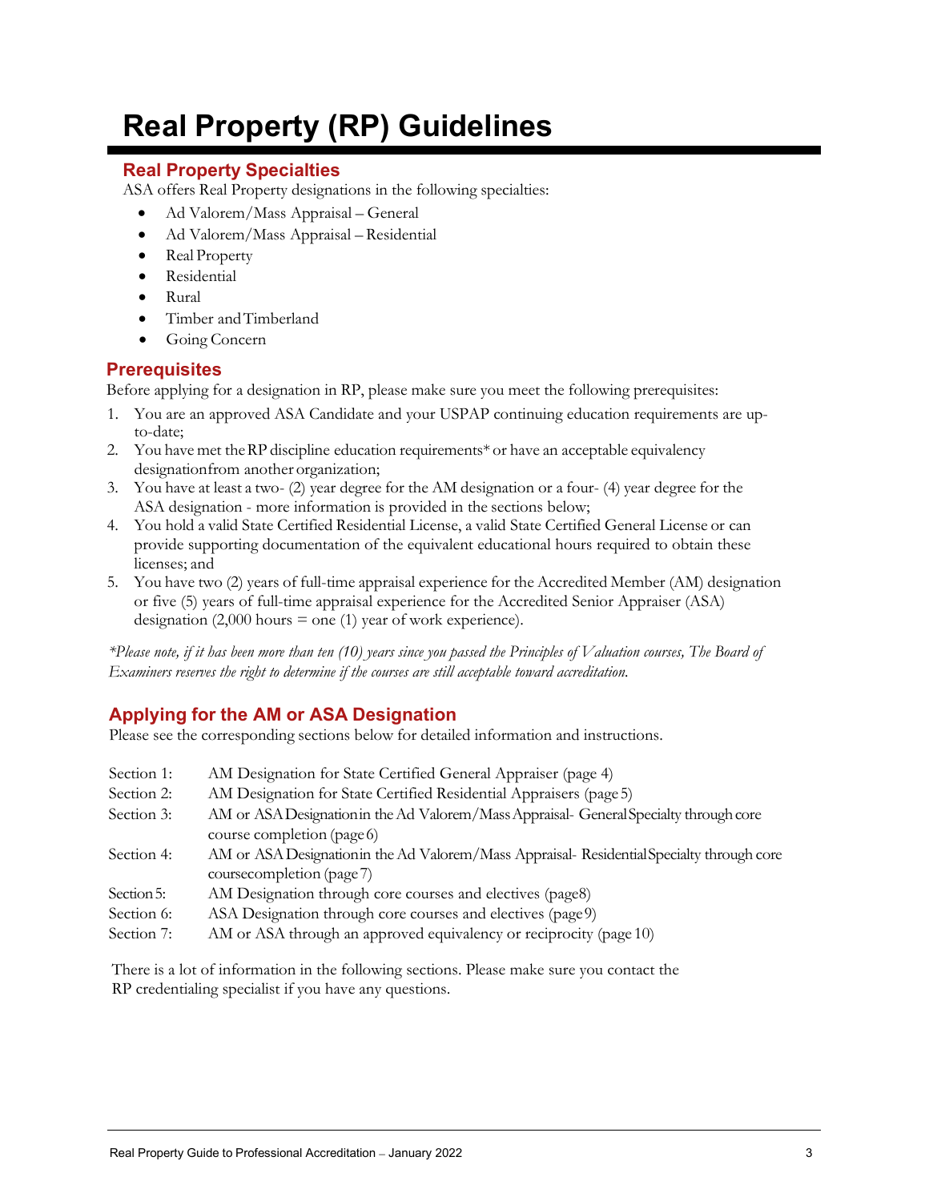# Real Property (RP) Guidelines

## Real Property Specialties

ASA offers Real Property designations in the following specialties:

- Ad Valorem/Mass Appraisal – General
- Ad Valorem/Mass Appraisal – Residential
- Real Property
- Residential
- Rural
- Timber and Timberland
- Going Concern

## Prerequisites

Before applying for a designation in RP, please make sure you meet the following prerequisites:

1. You are an approved ASA Candidate and your USPAP continuing education requirements are up-to-date;
2. You have met the RP discipline education requirements* or have an acceptable equivalency designation from another organization;
3. You have at least a two- (2) year degree for the AM designation or a four- (4) year degree for the ASA designation - more information is provided in the sections below;
4. You hold a valid State Certified Residential License, a valid State Certified General License or can provide supporting documentation of the equivalent educational hours required to obtain these licenses; and
5. You have two (2) years of full-time appraisal experience for the Accredited Member (AM) designation or five (5) years of full-time appraisal experience for the Accredited Senior Appraiser (ASA) designation (2,000 hours = one (1) year of work experience).

*\*Please note, if it has been more than ten (10) years since you passed the Principles of Valuation courses, The Board of Examiners reserves the right to determine if the courses are still acceptable toward accreditation.*

## Applying for the AM or ASA Designation

Please see the corresponding sections below for detailed information and instructions.

| | |
|---|---|
| Section 1: | AM Designation for State Certified General Appraiser (page 4) |
| Section 2: | AM Designation for State Certified Residential Appraisers (page 5) |
| Section 3: | AM or ASA Designation in the Ad Valorem/Mass Appraisal- General Specialty through core course completion (page 6) |
| Section 4: | AM or ASA Designation in the Ad Valorem/Mass Appraisal- Residential Specialty through core course completion (page 7) |
| Section 5: | AM Designation through core courses and electives (page 8) |
| Section 6: | ASA Designation through core courses and electives (page 9) |
| Section 7: | AM or ASA through an approved equivalency or reciprocity (page 10) |

There is a lot of information in the following sections. Please make sure you contact the RP credentialing specialist if you have any questions.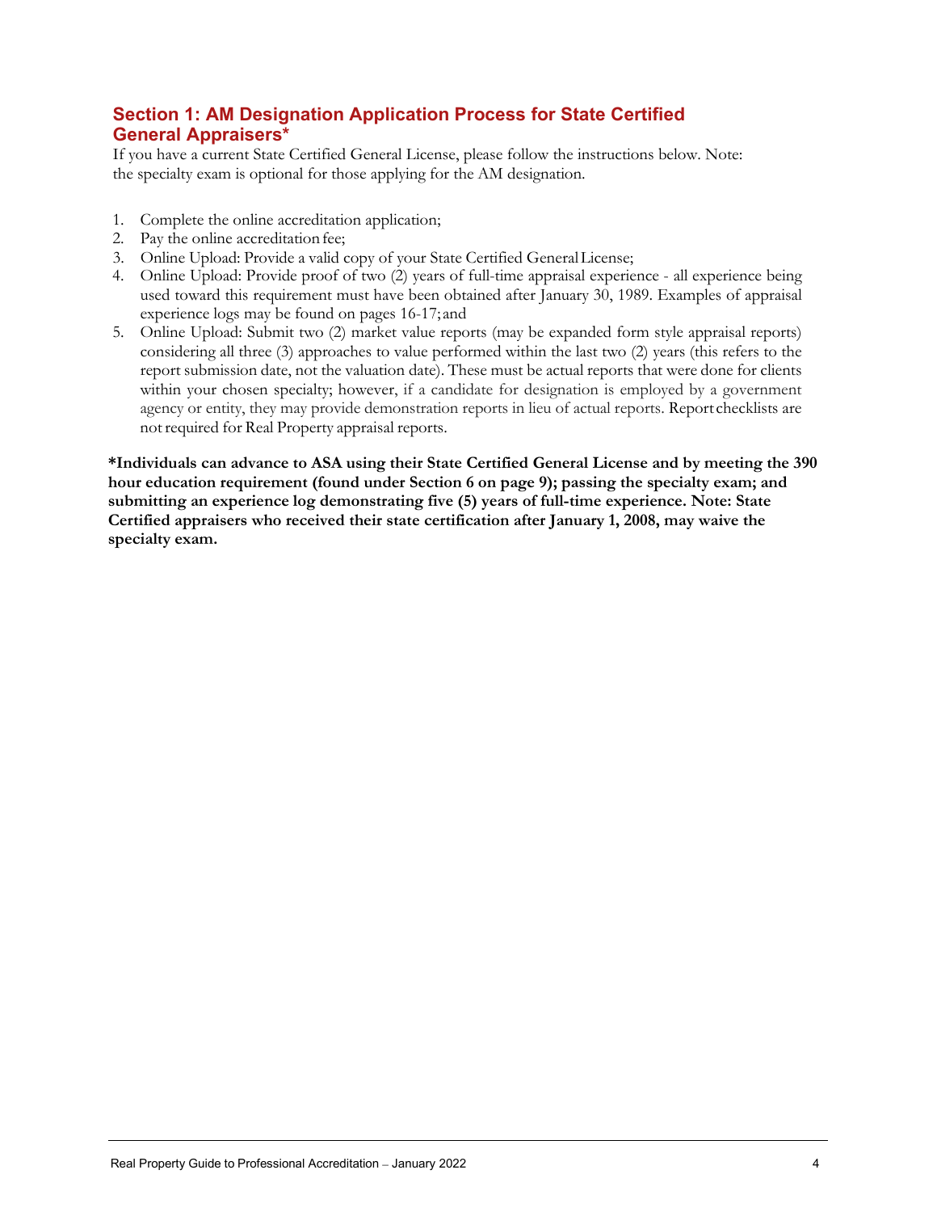## Section 1: AM Designation Application Process for State Certified General Appraisers*

If you have a current State Certified General License, please follow the instructions below. Note: the specialty exam is optional for those applying for the AM designation.

1. Complete the online accreditation application;
2. Pay the online accreditation fee;
3. Online Upload: Provide a valid copy of your State Certified General License;
4. Online Upload: Provide proof of two (2) years of full-time appraisal experience - all experience being used toward this requirement must have been obtained after January 30, 1989. Examples of appraisal experience logs may be found on pages 16-17; and
5. Online Upload: Submit two (2) market value reports (may be expanded form style appraisal reports) considering all three (3) approaches to value performed within the last two (2) years (this refers to the report submission date, not the valuation date). These must be actual reports that were done for clients within your chosen specialty; however, if a candidate for designation is employed by a government agency or entity, they may provide demonstration reports in lieu of actual reports. Report checklists are not required for Real Property appraisal reports.

**\*Individuals can advance to ASA using their State Certified General License and by meeting the 390 hour education requirement (found under Section 6 on page 9); passing the specialty exam; and submitting an experience log demonstrating five (5) years of full-time experience. Note: State Certified appraisers who received their state certification after January 1, 2008, may waive the specialty exam.**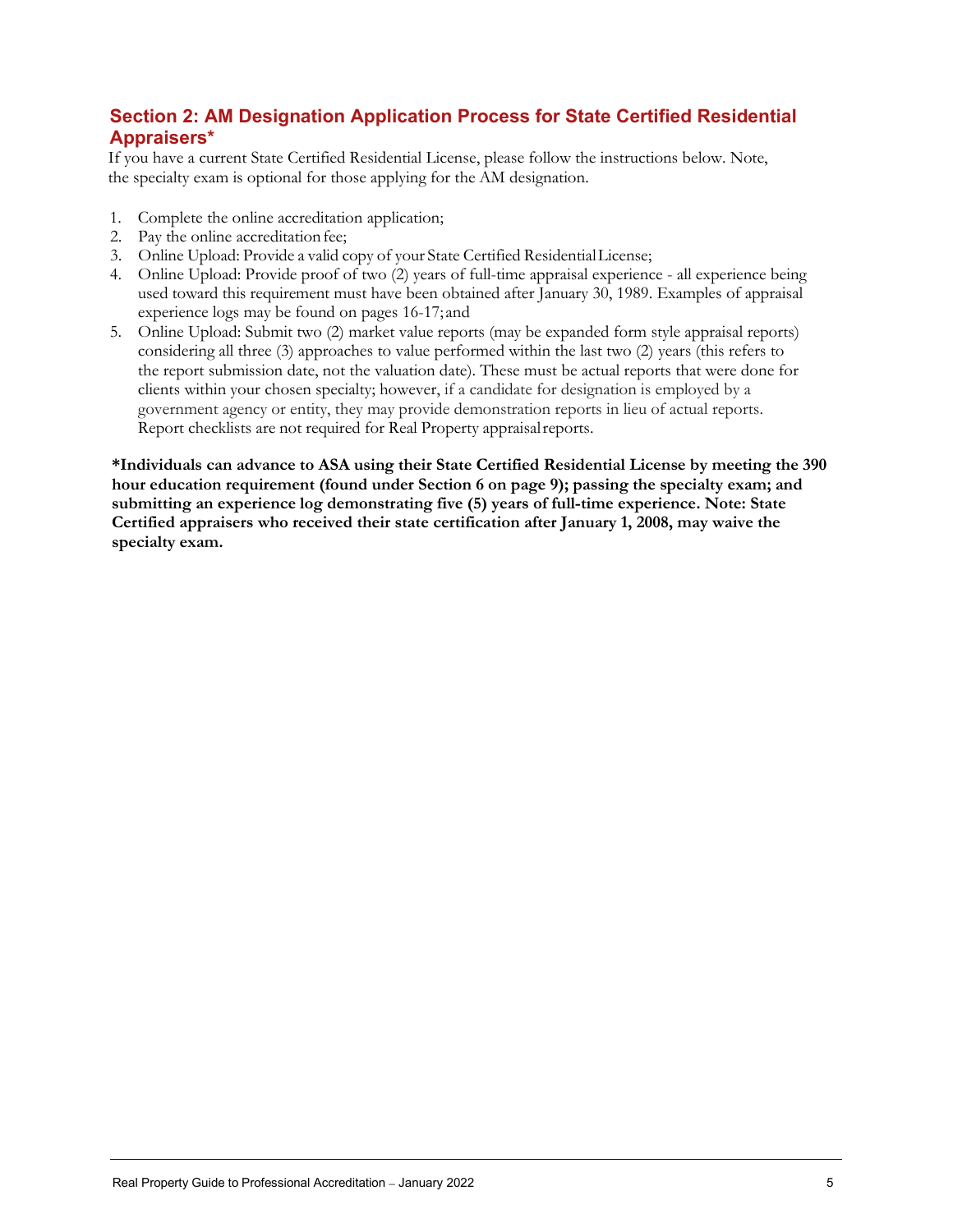## Section 2: AM Designation Application Process for State Certified Residential Appraisers*

If you have a current State Certified Residential License, please follow the instructions below. Note, the specialty exam is optional for those applying for the AM designation.

1. Complete the online accreditation application;
2. Pay the online accreditation fee;
3. Online Upload: Provide a valid copy of your State Certified Residential License;
4. Online Upload: Provide proof of two (2) years of full-time appraisal experience - all experience being used toward this requirement must have been obtained after January 30, 1989. Examples of appraisal experience logs may be found on pages 16-17; and
5. Online Upload: Submit two (2) market value reports (may be expanded form style appraisal reports) considering all three (3) approaches to value performed within the last two (2) years (this refers to the report submission date, not the valuation date). These must be actual reports that were done for clients within your chosen specialty; however, if a candidate for designation is employed by a government agency or entity, they may provide demonstration reports in lieu of actual reports. Report checklists are not required for Real Property appraisal reports.

**\*Individuals can advance to ASA using their State Certified Residential License by meeting the 390 hour education requirement (found under Section 6 on page 9); passing the specialty exam; and submitting an experience log demonstrating five (5) years of full-time experience. Note: State Certified appraisers who received their state certification after January 1, 2008, may waive the specialty exam.**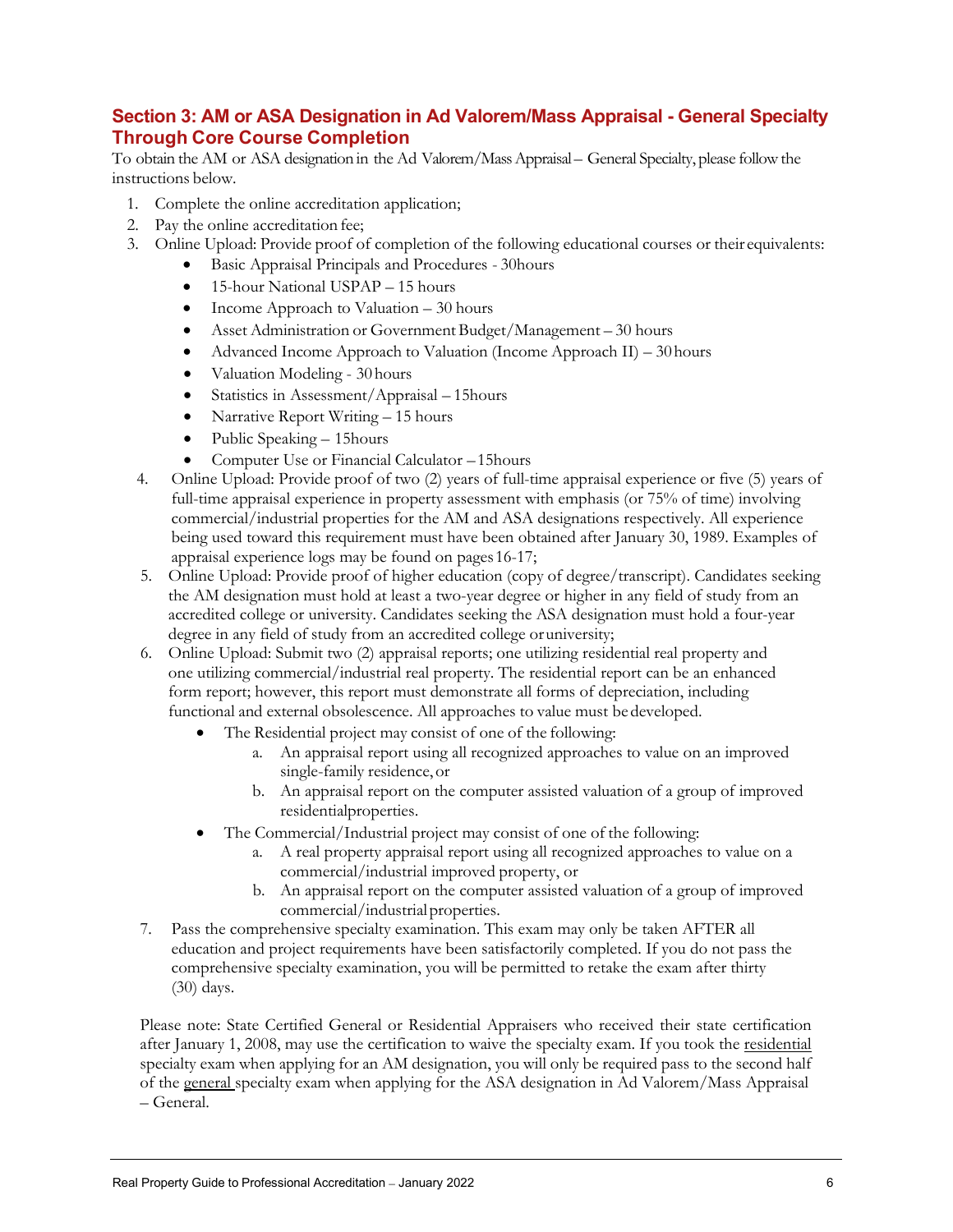## Section 3: AM or ASA Designation in Ad Valorem/Mass Appraisal - General Specialty Through Core Course Completion

To obtain the AM or ASA designation in the Ad Valorem/Mass Appraisal – General Specialty, please follow the instructions below.

1. Complete the online accreditation application;
2. Pay the online accreditation fee;
3. Online Upload: Provide proof of completion of the following educational courses or their equivalents:
   - Basic Appraisal Principals and Procedures - 30hours
   - 15-hour National USPAP – 15 hours
   - Income Approach to Valuation – 30 hours
   - Asset Administration or Government Budget/Management – 30 hours
   - Advanced Income Approach to Valuation (Income Approach II) – 30 hours
   - Valuation Modeling - 30 hours
   - Statistics in Assessment/Appraisal – 15hours
   - Narrative Report Writing – 15 hours
   - Public Speaking – 15hours
   - Computer Use or Financial Calculator – 15hours
4. Online Upload: Provide proof of two (2) years of full-time appraisal experience or five (5) years of full-time appraisal experience in property assessment with emphasis (or 75% of time) involving commercial/industrial properties for the AM and ASA designations respectively. All experience being used toward this requirement must have been obtained after January 30, 1989. Examples of appraisal experience logs may be found on pages 16-17;
5. Online Upload: Provide proof of higher education (copy of degree/transcript). Candidates seeking the AM designation must hold at least a two-year degree or higher in any field of study from an accredited college or university. Candidates seeking the ASA designation must hold a four-year degree in any field of study from an accredited college or university;
6. Online Upload: Submit two (2) appraisal reports; one utilizing residential real property and one utilizing commercial/industrial real property. The residential report can be an enhanced form report; however, this report must demonstrate all forms of depreciation, including functional and external obsolescence. All approaches to value must be developed.
   - The Residential project may consist of one of the following:
     a. An appraisal report using all recognized approaches to value on an improved single-family residence, or
     b. An appraisal report on the computer assisted valuation of a group of improved residentialproperties.
   - The Commercial/Industrial project may consist of one of the following:
     a. A real property appraisal report using all recognized approaches to value on a commercial/industrial improved property, or
     b. An appraisal report on the computer assisted valuation of a group of improved commercial/industrial properties.
7. Pass the comprehensive specialty examination. This exam may only be taken AFTER all education and project requirements have been satisfactorily completed. If you do not pass the comprehensive specialty examination, you will be permitted to retake the exam after thirty (30) days.

Please note: State Certified General or Residential Appraisers who received their state certification after January 1, 2008, may use the certification to waive the specialty exam. If you took the residential specialty exam when applying for an AM designation, you will only be required pass to the second half of the general specialty exam when applying for the ASA designation in Ad Valorem/Mass Appraisal – General.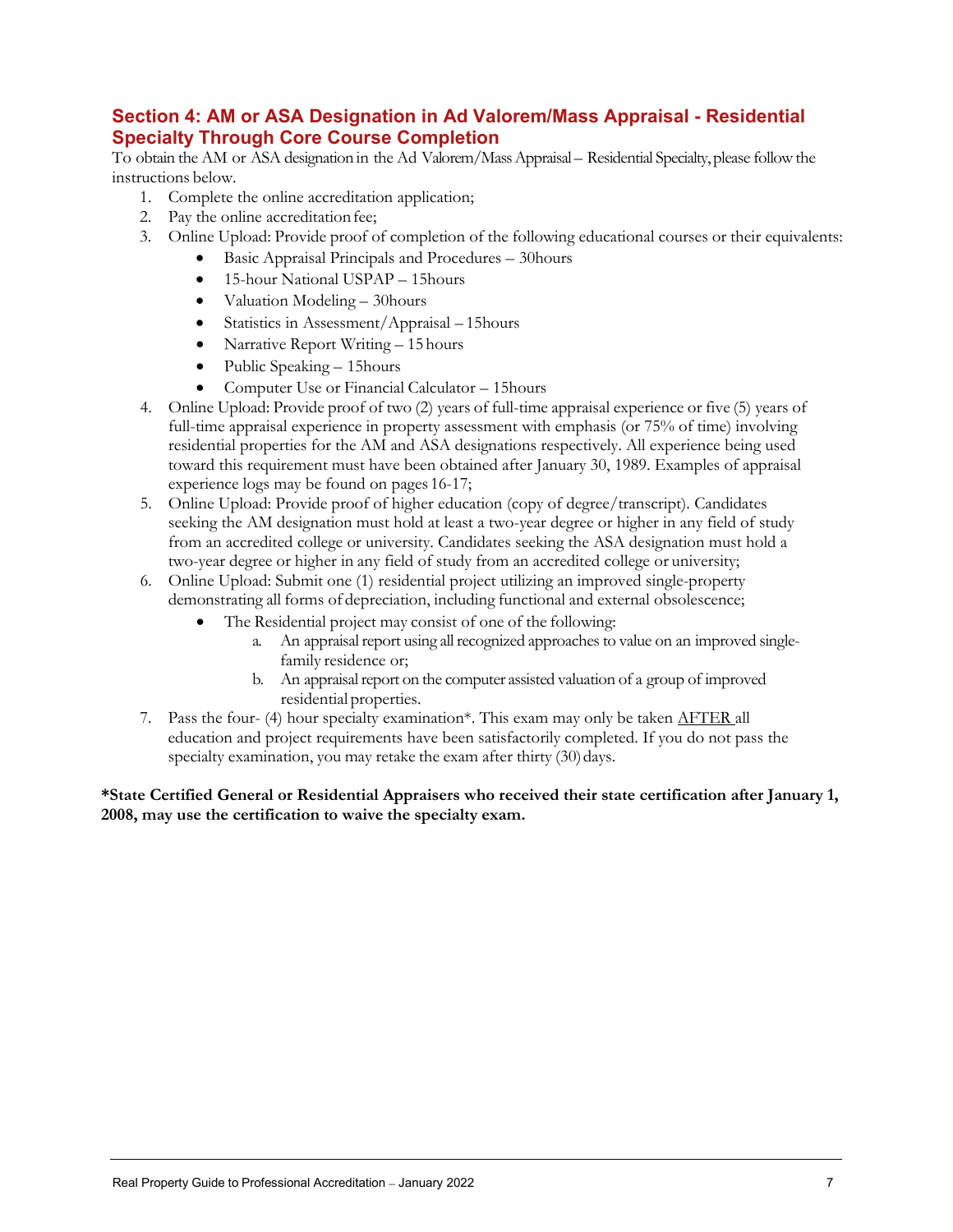## Section 4: AM or ASA Designation in Ad Valorem/Mass Appraisal - Residential Specialty Through Core Course Completion

To obtain the AM or ASA designation in the Ad Valorem/Mass Appraisal – Residential Specialty, please follow the instructions below.

1. Complete the online accreditation application;
2. Pay the online accreditation fee;
3. Online Upload: Provide proof of completion of the following educational courses or their equivalents:
   - Basic Appraisal Principals and Procedures – 30hours
   - 15-hour National USPAP – 15hours
   - Valuation Modeling – 30hours
   - Statistics in Assessment/Appraisal – 15hours
   - Narrative Report Writing – 15 hours
   - Public Speaking – 15hours
   - Computer Use or Financial Calculator – 15hours
4. Online Upload: Provide proof of two (2) years of full-time appraisal experience or five (5) years of full-time appraisal experience in property assessment with emphasis (or 75% of time) involving residential properties for the AM and ASA designations respectively. All experience being used toward this requirement must have been obtained after January 30, 1989. Examples of appraisal experience logs may be found on pages 16-17;
5. Online Upload: Provide proof of higher education (copy of degree/transcript). Candidates seeking the AM designation must hold at least a two-year degree or higher in any field of study from an accredited college or university. Candidates seeking the ASA designation must hold a two-year degree or higher in any field of study from an accredited college or university;
6. Online Upload: Submit one (1) residential project utilizing an improved single-property demonstrating all forms of depreciation, including functional and external obsolescence;
   - The Residential project may consist of one of the following:
     a. An appraisal report using all recognized approaches to value on an improved single-family residence or;
     b. An appraisal report on the computer assisted valuation of a group of improved residential properties.
7. Pass the four- (4) hour specialty examination*. This exam may only be taken AFTER all education and project requirements have been satisfactorily completed. If you do not pass the specialty examination, you may retake the exam after thirty (30) days.

**\*State Certified General or Residential Appraisers who received their state certification after January 1, 2008, may use the certification to waive the specialty exam.**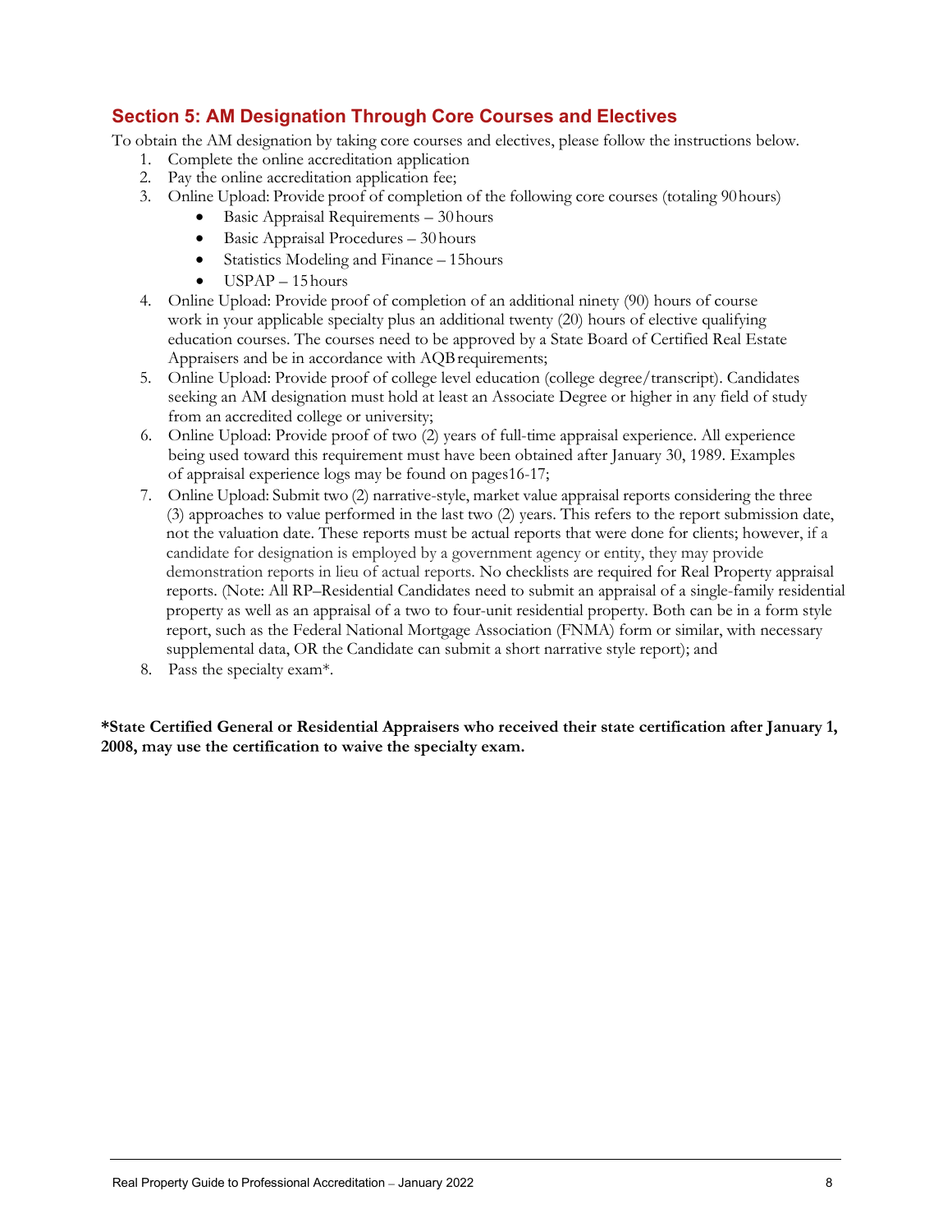## Section 5: AM Designation Through Core Courses and Electives

To obtain the AM designation by taking core courses and electives, please follow the instructions below.

1. Complete the online accreditation application
2. Pay the online accreditation application fee;
3. Online Upload: Provide proof of completion of the following core courses (totaling 90 hours)
   - Basic Appraisal Requirements – 30 hours
   - Basic Appraisal Procedures – 30 hours
   - Statistics Modeling and Finance – 15hours
   - USPAP – 15 hours
4. Online Upload: Provide proof of completion of an additional ninety (90) hours of course work in your applicable specialty plus an additional twenty (20) hours of elective qualifying education courses. The courses need to be approved by a State Board of Certified Real Estate Appraisers and be in accordance with AQB requirements;
5. Online Upload: Provide proof of college level education (college degree/transcript). Candidates seeking an AM designation must hold at least an Associate Degree or higher in any field of study from an accredited college or university;
6. Online Upload: Provide proof of two (2) years of full-time appraisal experience. All experience being used toward this requirement must have been obtained after January 30, 1989. Examples of appraisal experience logs may be found on pages16-17;
7. Online Upload: Submit two (2) narrative-style, market value appraisal reports considering the three (3) approaches to value performed in the last two (2) years. This refers to the report submission date, not the valuation date. These reports must be actual reports that were done for clients; however, if a candidate for designation is employed by a government agency or entity, they may provide demonstration reports in lieu of actual reports. No checklists are required for Real Property appraisal reports. (Note: All RP–Residential Candidates need to submit an appraisal of a single-family residential property as well as an appraisal of a two to four-unit residential property. Both can be in a form style report, such as the Federal National Mortgage Association (FNMA) form or similar, with necessary supplemental data, OR the Candidate can submit a short narrative style report); and
8. Pass the specialty exam*.

**\*State Certified General or Residential Appraisers who received their state certification after January 1, 2008, may use the certification to waive the specialty exam.**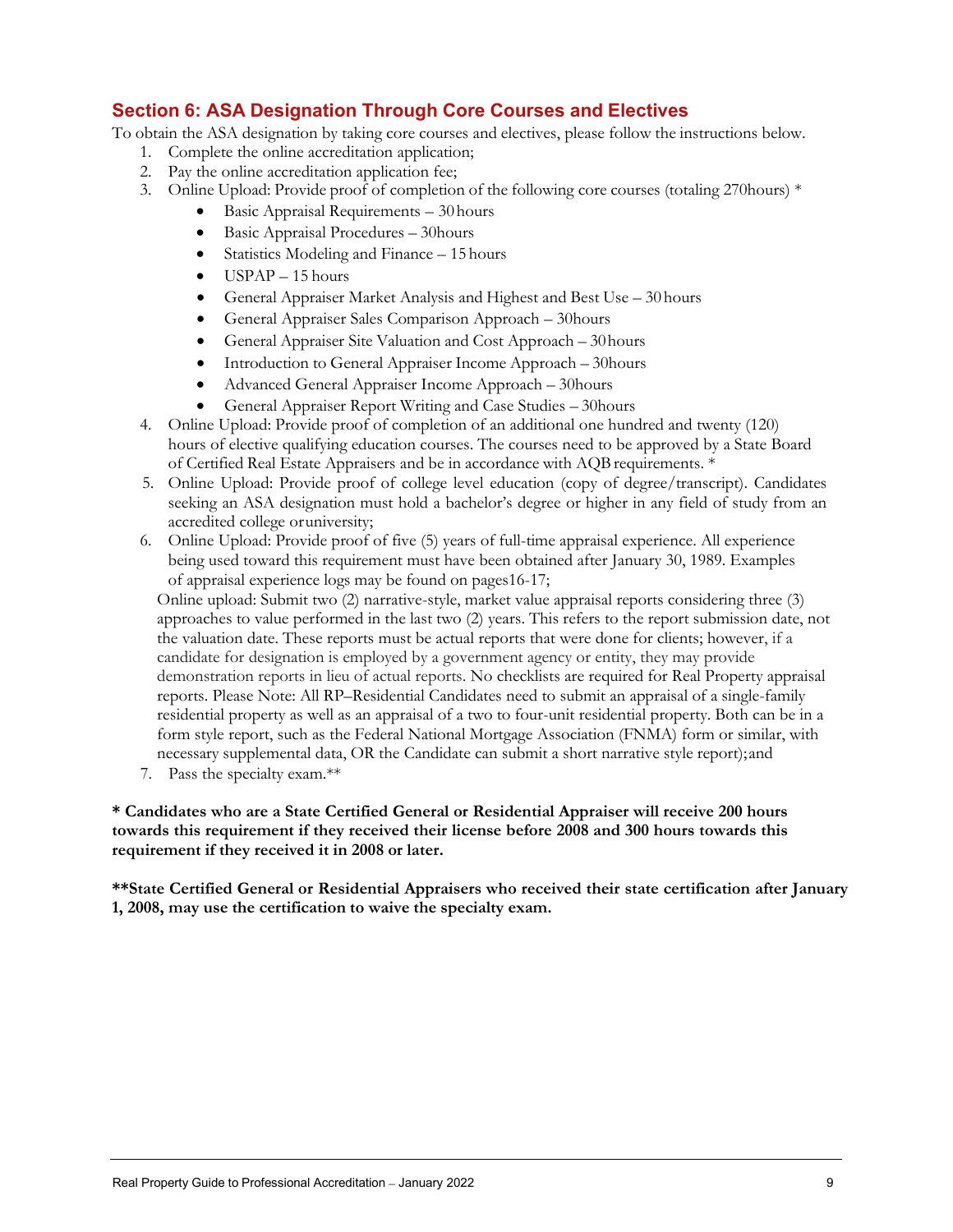## Section 6: ASA Designation Through Core Courses and Electives

To obtain the ASA designation by taking core courses and electives, please follow the instructions below.

1. Complete the online accreditation application;
2. Pay the online accreditation application fee;
3. Online Upload: Provide proof of completion of the following core courses (totaling 270hours) *
   - Basic Appraisal Requirements – 30 hours
   - Basic Appraisal Procedures – 30hours
   - Statistics Modeling and Finance – 15 hours
   - USPAP – 15 hours
   - General Appraiser Market Analysis and Highest and Best Use – 30 hours
   - General Appraiser Sales Comparison Approach – 30hours
   - General Appraiser Site Valuation and Cost Approach – 30 hours
   - Introduction to General Appraiser Income Approach – 30hours
   - Advanced General Appraiser Income Approach – 30hours
   - General Appraiser Report Writing and Case Studies – 30hours
4. Online Upload: Provide proof of completion of an additional one hundred and twenty (120) hours of elective qualifying education courses. The courses need to be approved by a State Board of Certified Real Estate Appraisers and be in accordance with AQB requirements. *
5. Online Upload: Provide proof of college level education (copy of degree/transcript). Candidates seeking an ASA designation must hold a bachelor's degree or higher in any field of study from an accredited college or university;
6. Online Upload: Provide proof of five (5) years of full-time appraisal experience. All experience being used toward this requirement must have been obtained after January 30, 1989. Examples of appraisal experience logs may be found on pages16-17;

   Online upload: Submit two (2) narrative-style, market value appraisal reports considering three (3) approaches to value performed in the last two (2) years. This refers to the report submission date, not the valuation date. These reports must be actual reports that were done for clients; however, if a candidate for designation is employed by a government agency or entity, they may provide demonstration reports in lieu of actual reports. No checklists are required for Real Property appraisal reports. Please Note: All RP–Residential Candidates need to submit an appraisal of a single-family residential property as well as an appraisal of a two to four-unit residential property. Both can be in a form style report, such as the Federal National Mortgage Association (FNMA) form or similar, with necessary supplemental data, OR the Candidate can submit a short narrative style report);and
7. Pass the specialty exam.**

**\* Candidates who are a State Certified General or Residential Appraiser will receive 200 hours towards this requirement if they received their license before 2008 and 300 hours towards this requirement if they received it in 2008 or later.**

**\*\*State Certified General or Residential Appraisers who received their state certification after January 1, 2008, may use the certification to waive the specialty exam.**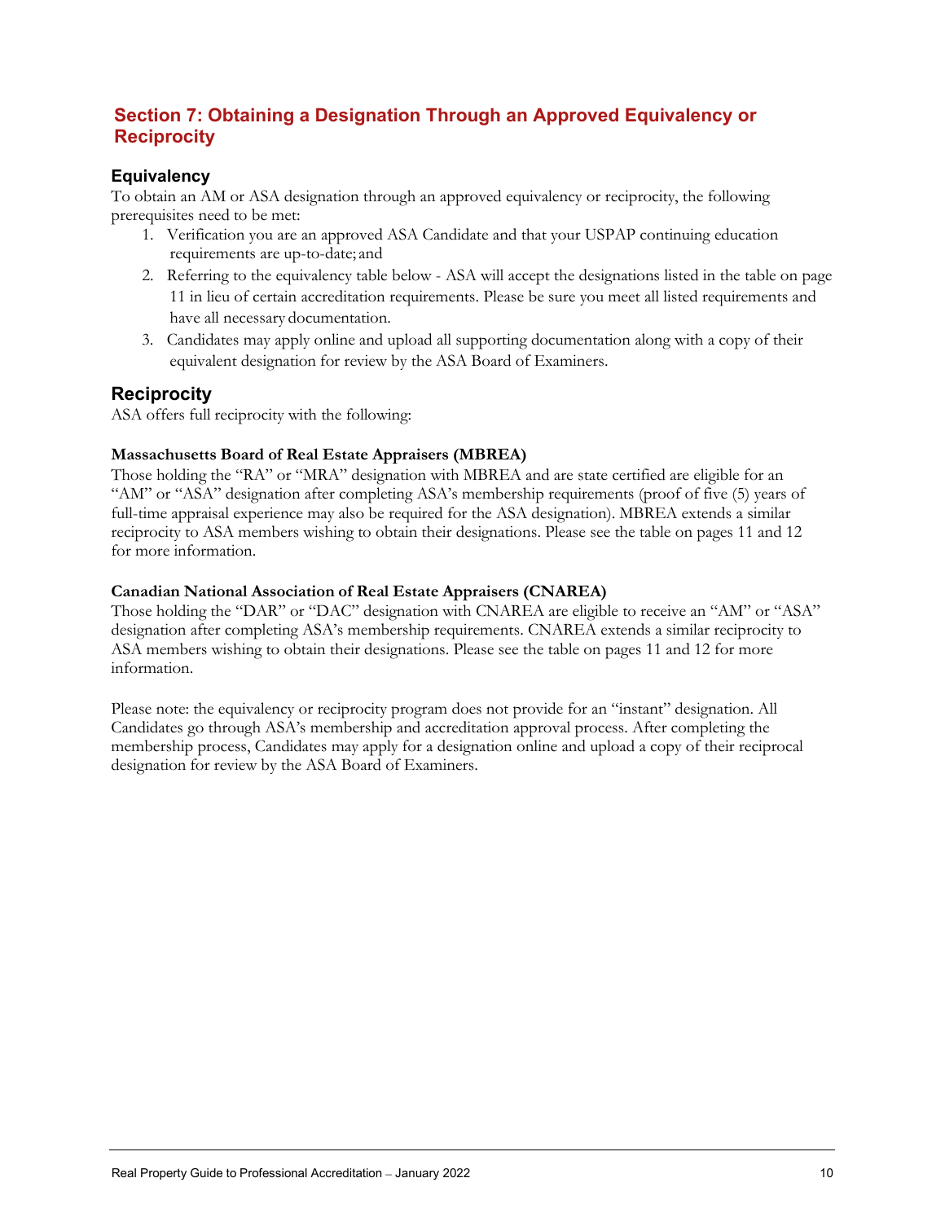## Section 7: Obtaining a Designation Through an Approved Equivalency or Reciprocity

### Equivalency

To obtain an AM or ASA designation through an approved equivalency or reciprocity, the following prerequisites need to be met:

1. Verification you are an approved ASA Candidate and that your USPAP continuing education requirements are up-to-date; and
2. Referring to the equivalency table below - ASA will accept the designations listed in the table on page 11 in lieu of certain accreditation requirements. Please be sure you meet all listed requirements and have all necessary documentation.
3. Candidates may apply online and upload all supporting documentation along with a copy of their equivalent designation for review by the ASA Board of Examiners.

### Reciprocity

ASA offers full reciprocity with the following:

**Massachusetts Board of Real Estate Appraisers (MBREA)**

Those holding the "RA" or "MRA" designation with MBREA and are state certified are eligible for an "AM" or "ASA" designation after completing ASA's membership requirements (proof of five (5) years of full-time appraisal experience may also be required for the ASA designation). MBREA extends a similar reciprocity to ASA members wishing to obtain their designations. Please see the table on pages 11 and 12 for more information.

**Canadian National Association of Real Estate Appraisers (CNAREA)**

Those holding the "DAR" or "DAC" designation with CNAREA are eligible to receive an "AM" or "ASA" designation after completing ASA's membership requirements. CNAREA extends a similar reciprocity to ASA members wishing to obtain their designations. Please see the table on pages 11 and 12 for more information.

Please note: the equivalency or reciprocity program does not provide for an "instant" designation. All Candidates go through ASA's membership and accreditation approval process. After completing the membership process, Candidates may apply for a designation online and upload a copy of their reciprocal designation for review by the ASA Board of Examiners.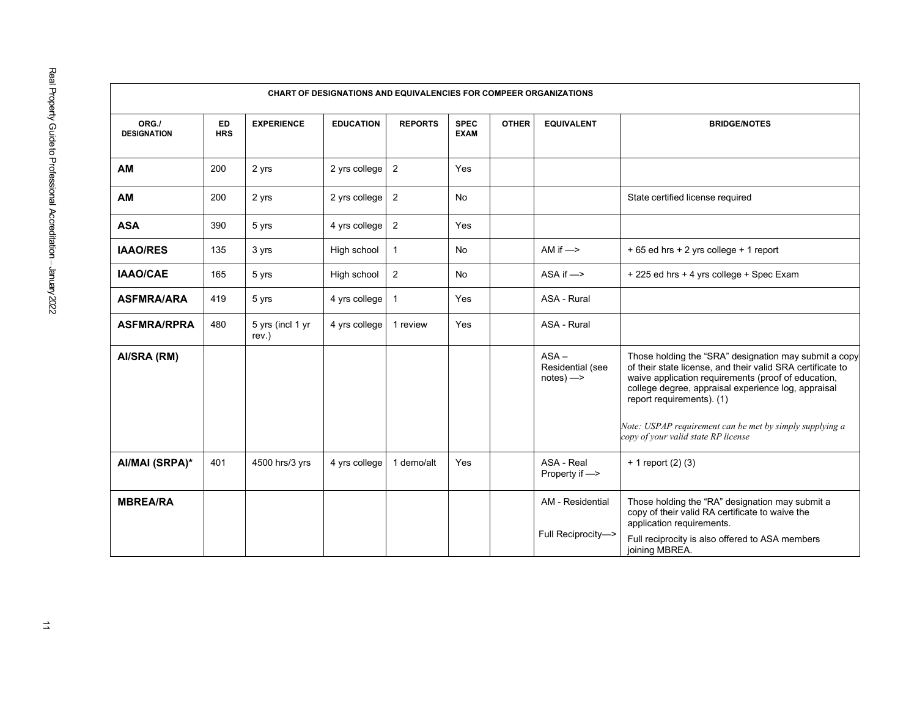**CHART OF DESIGNATIONS AND EQUIVALENCIES FOR COMPEER ORGANIZATIONS**

| ORG./ DESIGNATION | ED HRS | EXPERIENCE | EDUCATION | REPORTS | SPEC EXAM | OTHER | EQUIVALENT | BRIDGE/NOTES |
|---|---|---|---|---|---|---|---|---|
| **AM** | 200 | 2 yrs | 2 yrs college | 2 | Yes | | | |
| **AM** | 200 | 2 yrs | 2 yrs college | 2 | No | | | State certified license required |
| **ASA** | 390 | 5 yrs | 4 yrs college | 2 | Yes | | | |
| **IAAO/RES** | 135 | 3 yrs | High school | 1 | No | | AM if —> | + 65 ed hrs + 2 yrs college + 1 report |
| **IAAO/CAE** | 165 | 5 yrs | High school | 2 | No | | ASA if —> | + 225 ed hrs + 4 yrs college + Spec Exam |
| **ASFMRA/ARA** | 419 | 5 yrs | 4 yrs college | 1 | Yes | | ASA - Rural | |
| **ASFMRA/RPRA** | 480 | 5 yrs (incl 1 yr rev.) | 4 yrs college | 1 review | Yes | | ASA - Rural | |
| **AI/SRA (RM)** | | | | | | | ASA – Residential (see notes) —> | Those holding the "SRA" designation may submit a copy of their state license, and their valid SRA certificate to waive application requirements (proof of education, college degree, appraisal experience log, appraisal report requirements). (1) *Note: USPAP requirement can be met by simply supplying a copy of your valid state RP license* |
| **AI/MAI (SRPA)*** | 401 | 4500 hrs/3 yrs | 4 yrs college | 1 demo/alt | Yes | | ASA - Real Property if —> | + 1 report (2) (3) |
| **MBREA/RA** | | | | | | | AM - Residential Full Reciprocity—> | Those holding the "RA" designation may submit a copy of their valid RA certificate to waive the application requirements. Full reciprocity is also offered to ASA members joining MBREA. |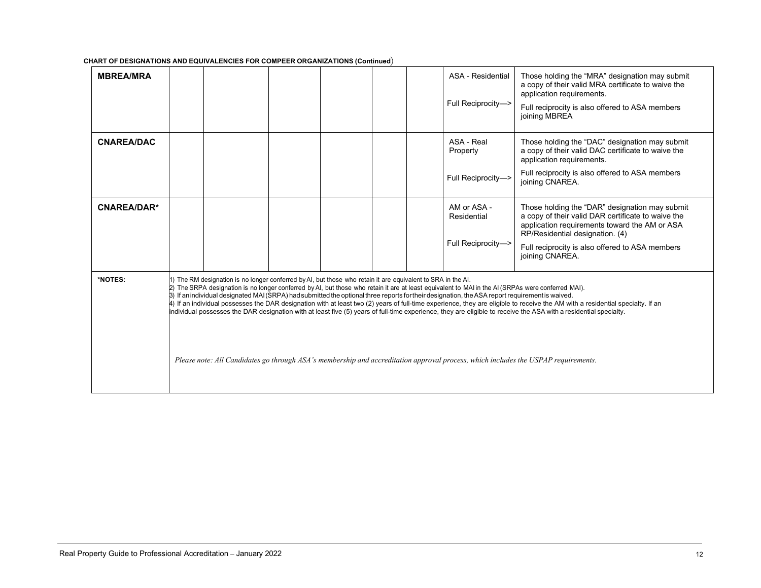**CHART OF DESIGNATIONS AND EQUIVALENCIES FOR COMPEER ORGANIZATIONS (Continued)**

| | | | | | | | | |
|---|---|---|---|---|---|---|---|---|
| **MBREA/MRA** | | | | | | | ASA - Residential<br><br>Full Reciprocity—> | Those holding the "MRA" designation may submit a copy of their valid MRA certificate to waive the application requirements.<br><br>Full reciprocity is also offered to ASA members joining MBREA |
| **CNAREA/DAC** | | | | | | | ASA - Real Property<br><br>Full Reciprocity—> | Those holding the "DAC" designation may submit a copy of their valid DAC certificate to waive the application requirements.<br><br>Full reciprocity is also offered to ASA members joining CNAREA. |
| **CNAREA/DAR*** | | | | | | | AM or ASA - Residential<br><br>Full Reciprocity—> | Those holding the "DAR" designation may submit a copy of their valid DAR certificate to waive the application requirements toward the AM or ASA RP/Residential designation. (4)<br><br>Full reciprocity is also offered to ASA members joining CNAREA. |
| ***NOTES:** | 1) The RM designation is no longer conferred by AI, but those who retain it are equivalent to SRA in the AI.<br>2) The SRPA designation is no longer conferred by AI, but those who retain it are at least equivalent to MAI in the AI (SRPAs were conferred MAI).<br>3) If an individual designated MAI (SRPA) had submitted the optional three reports for their designation, the ASA report requirement is waived.<br>4) If an individual possesses the DAR designation with at least two (2) years of full-time experience, they are eligible to receive the AM with a residential specialty. If an individual possesses the DAR designation with at least five (5) years of full-time experience, they are eligible to receive the ASA with a residential specialty.<br><br>*Please note: All Candidates go through ASA's membership and accreditation approval process, which includes the USPAP requirements.* | | | | | | | |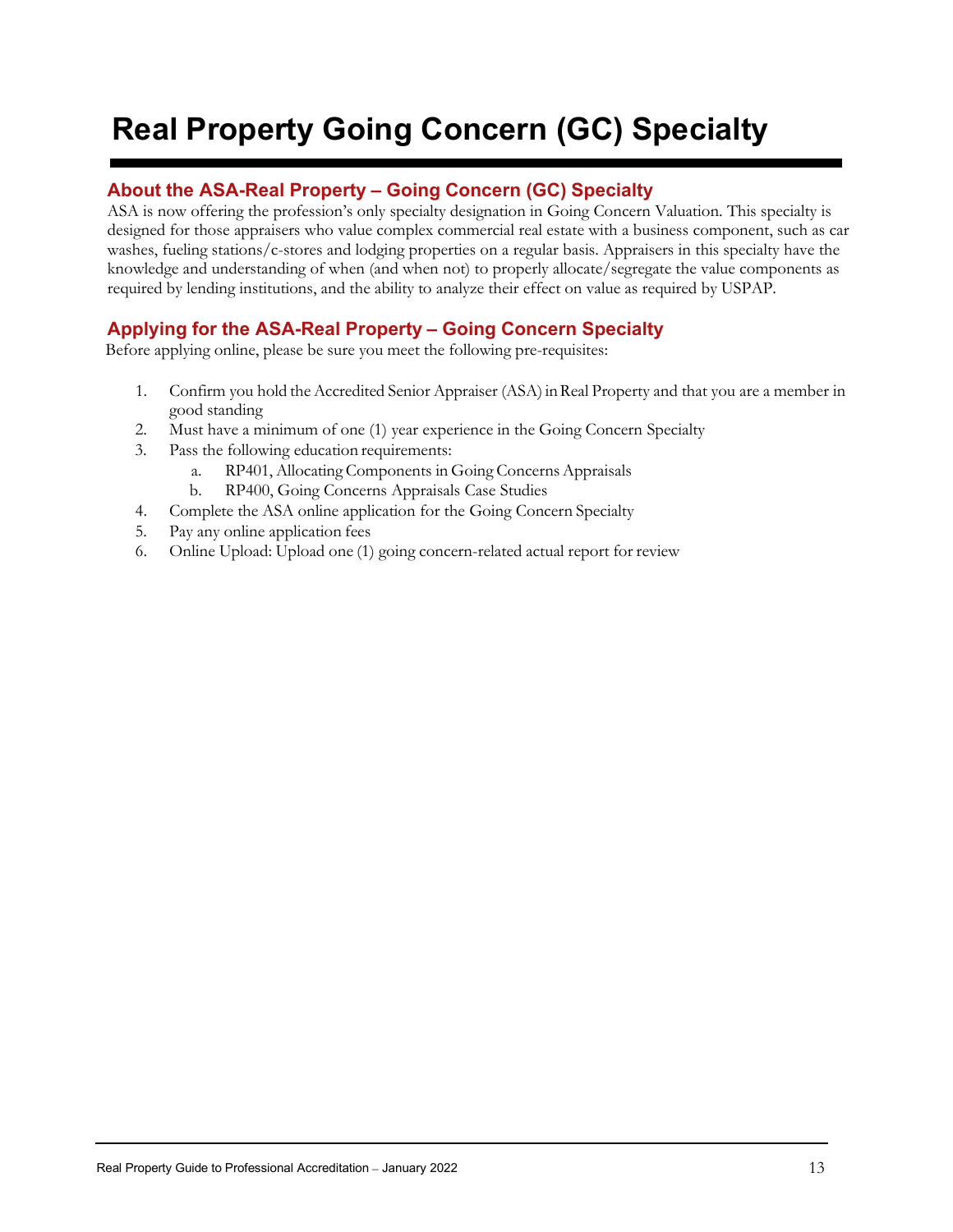# Real Property Going Concern (GC) Specialty

## About the ASA-Real Property – Going Concern (GC) Specialty

ASA is now offering the profession's only specialty designation in Going Concern Valuation. This specialty is designed for those appraisers who value complex commercial real estate with a business component, such as car washes, fueling stations/c-stores and lodging properties on a regular basis. Appraisers in this specialty have the knowledge and understanding of when (and when not) to properly allocate/segregate the value components as required by lending institutions, and the ability to analyze their effect on value as required by USPAP.

## Applying for the ASA-Real Property – Going Concern Specialty

Before applying online, please be sure you meet the following pre-requisites:

1. Confirm you hold the Accredited Senior Appraiser (ASA) in Real Property and that you are a member in good standing
2. Must have a minimum of one (1) year experience in the Going Concern Specialty
3. Pass the following education requirements:
   a. RP401, Allocating Components in Going Concerns Appraisals
   b. RP400, Going Concerns Appraisals Case Studies
4. Complete the ASA online application for the Going Concern Specialty
5. Pay any online application fees
6. Online Upload: Upload one (1) going concern-related actual report for review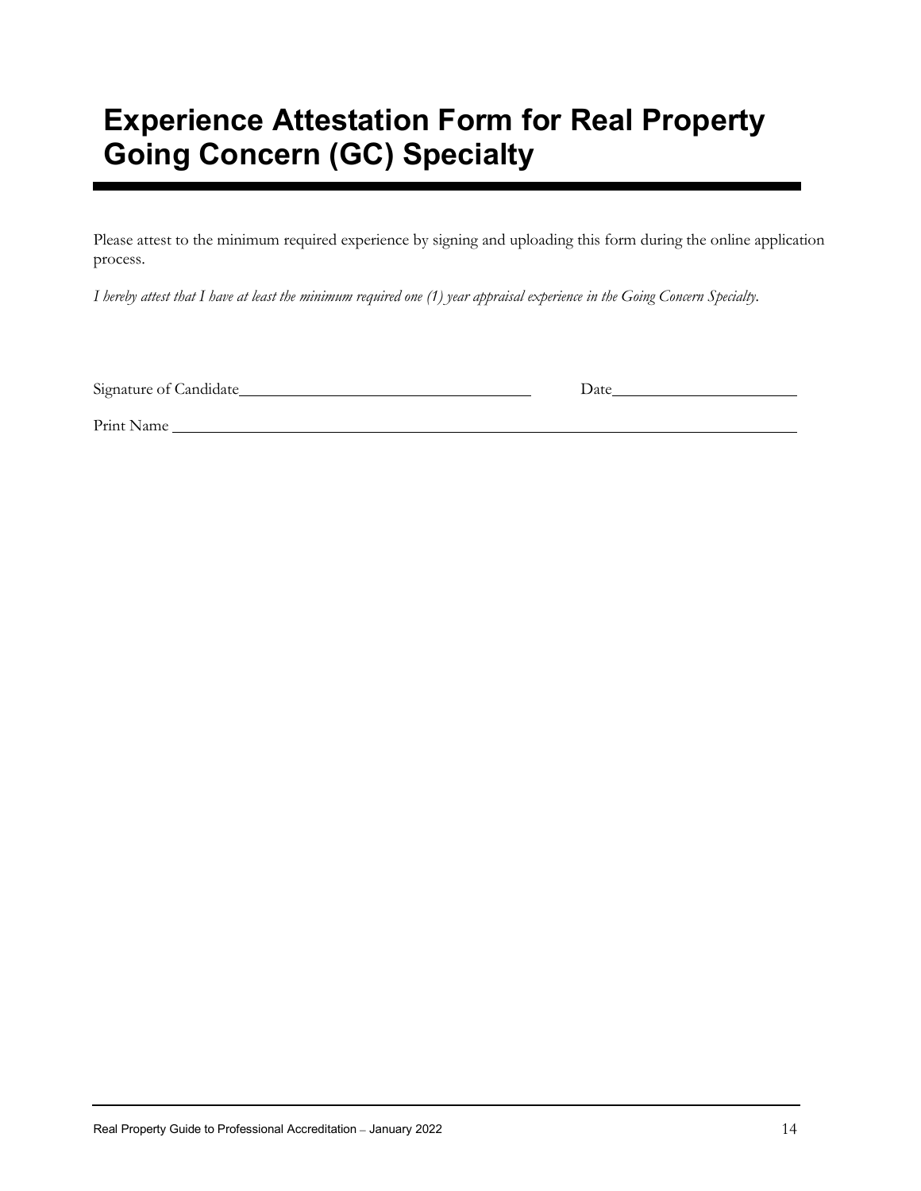# Experience Attestation Form for Real Property Going Concern (GC) Specialty

Please attest to the minimum required experience by signing and uploading this form during the online application process.

*I hereby attest that I have at least the minimum required one (1) year appraisal experience in the Going Concern Specialty.*

Signature of Candidate\_\_\_\_\_\_\_\_\_\_\_\_\_\_\_\_\_\_\_\_\_\_\_\_\_\_\_\_\_\_\_\_ Date\_\_\_\_\_\_\_\_\_\_\_\_\_\_\_\_\_\_\_\_

Print Name \_\_\_\_\_\_\_\_\_\_\_\_\_\_\_\_\_\_\_\_\_\_\_\_\_\_\_\_\_\_\_\_\_\_\_\_\_\_\_\_\_\_\_\_\_\_\_\_\_\_\_\_\_\_\_\_\_\_\_\_\_\_\_\_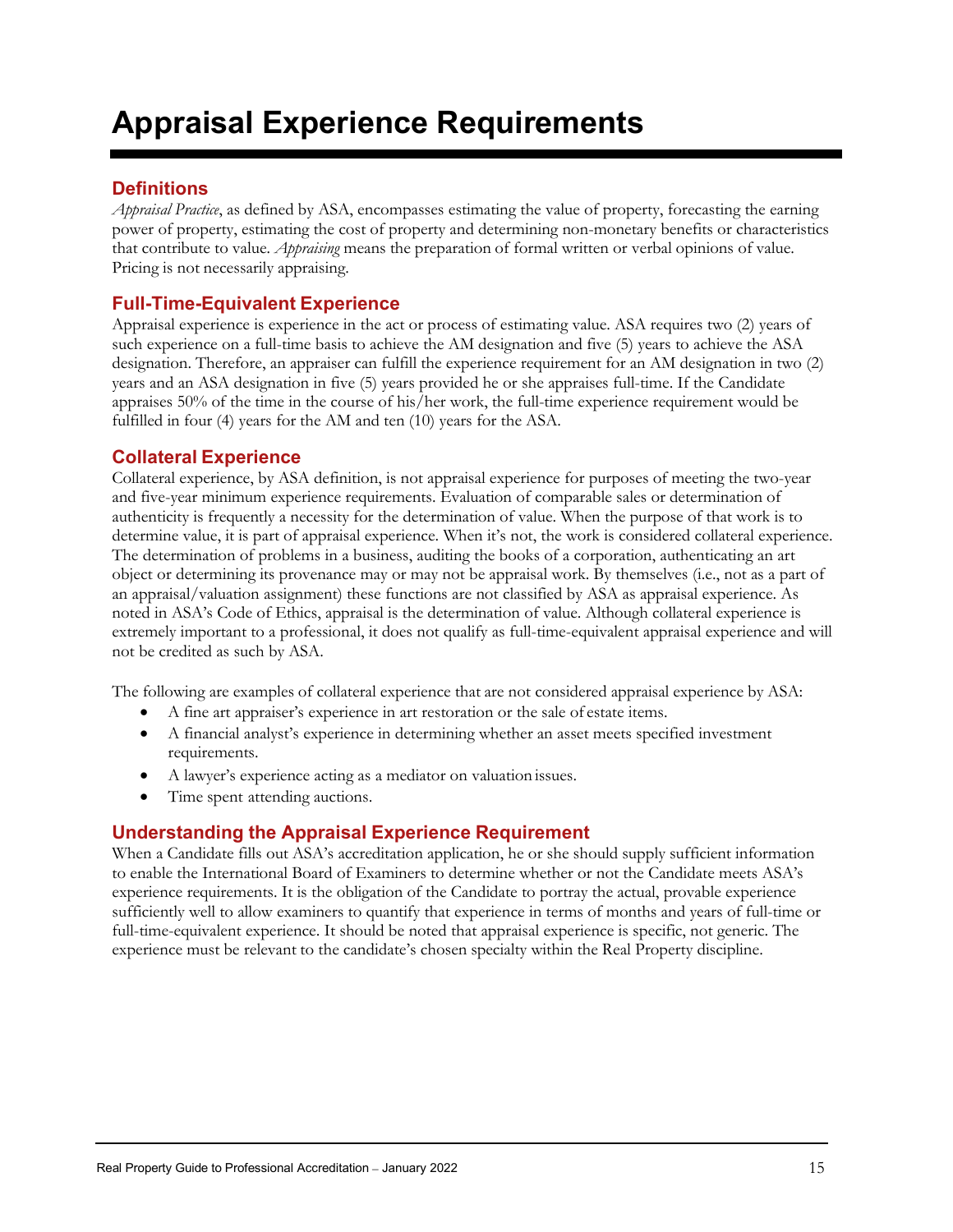# Appraisal Experience Requirements

## Definitions

*Appraisal Practice*, as defined by ASA, encompasses estimating the value of property, forecasting the earning power of property, estimating the cost of property and determining non-monetary benefits or characteristics that contribute to value. *Appraising* means the preparation of formal written or verbal opinions of value. Pricing is not necessarily appraising.

## Full-Time-Equivalent Experience

Appraisal experience is experience in the act or process of estimating value. ASA requires two (2) years of such experience on a full-time basis to achieve the AM designation and five (5) years to achieve the ASA designation. Therefore, an appraiser can fulfill the experience requirement for an AM designation in two (2) years and an ASA designation in five (5) years provided he or she appraises full-time. If the Candidate appraises 50% of the time in the course of his/her work, the full-time experience requirement would be fulfilled in four (4) years for the AM and ten (10) years for the ASA.

## Collateral Experience

Collateral experience, by ASA definition, is not appraisal experience for purposes of meeting the two-year and five-year minimum experience requirements. Evaluation of comparable sales or determination of authenticity is frequently a necessity for the determination of value. When the purpose of that work is to determine value, it is part of appraisal experience. When it's not, the work is considered collateral experience. The determination of problems in a business, auditing the books of a corporation, authenticating an art object or determining its provenance may or may not be appraisal work. By themselves (i.e., not as a part of an appraisal/valuation assignment) these functions are not classified by ASA as appraisal experience. As noted in ASA's Code of Ethics, appraisal is the determination of value. Although collateral experience is extremely important to a professional, it does not qualify as full-time-equivalent appraisal experience and will not be credited as such by ASA.

The following are examples of collateral experience that are not considered appraisal experience by ASA:

- A fine art appraiser's experience in art restoration or the sale of estate items.
- A financial analyst's experience in determining whether an asset meets specified investment requirements.
- A lawyer's experience acting as a mediator on valuation issues.
- Time spent attending auctions.

## Understanding the Appraisal Experience Requirement

When a Candidate fills out ASA's accreditation application, he or she should supply sufficient information to enable the International Board of Examiners to determine whether or not the Candidate meets ASA's experience requirements. It is the obligation of the Candidate to portray the actual, provable experience sufficiently well to allow examiners to quantify that experience in terms of months and years of full-time or full-time-equivalent experience. It should be noted that appraisal experience is specific, not generic. The experience must be relevant to the candidate's chosen specialty within the Real Property discipline.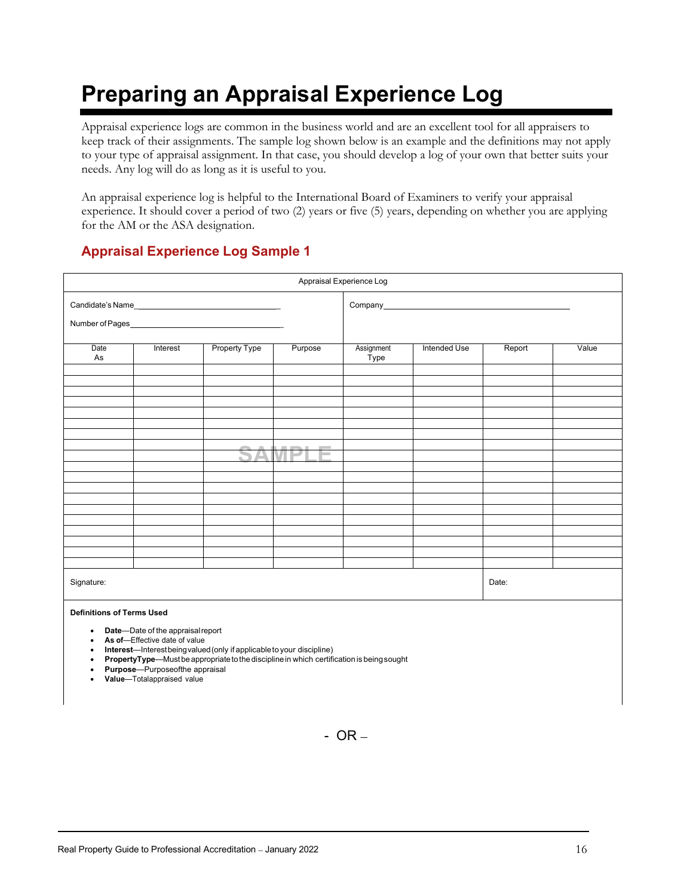# Preparing an Appraisal Experience Log

Appraisal experience logs are common in the business world and are an excellent tool for all appraisers to keep track of their assignments. The sample log shown below is an example and the definitions may not apply to your type of appraisal assignment. In that case, you should develop a log of your own that better suits your needs. Any log will do as long as it is useful to you.

An appraisal experience log is helpful to the International Board of Examiners to verify your appraisal experience. It should cover a period of two (2) years or five (5) years, depending on whether you are applying for the AM or the ASA designation.

## Appraisal Experience Log Sample 1

Appraisal Experience Log

Candidate's Name\_\_\_\_\_\_\_\_\_\_\_\_\_\_\_\_\_\_\_\_\_\_\_\_\_\_\_\_\_\_\_\_ Company\_\_\_\_\_\_\_\_\_\_\_\_\_\_\_\_\_\_\_\_\_\_\_\_\_\_\_\_\_\_\_\_\_\_\_\_\_\_\_\_

Number of Pages\_\_\_\_\_\_\_\_\_\_\_\_\_\_\_\_\_\_\_\_\_\_\_\_\_\_\_\_\_\_\_\_\_\_

| Date As | Interest | Property Type | Purpose | Assignment Type | Intended Use | Report | Value |
|---|---|---|---|---|---|---|---|
| | | | | | | | |
| | | | | | | | |
| | | | | | | | |
| | | | | | | | |
| | | | | | | | |
| | | | | | | | |
| | | | | | | | |
| | | | | | | | |
| | | | | | | | |
| | | | | | | | |
| | | | | | | | |
| | | | | | | | |
| | | | | | | | |
| | | | | | | | |
| | | | | | | | |
| | | | | | | | |
| | | | | | | | |
| | | | | | | | |
| | | | | | | | |

SAMPLE

Signature: Date:

**Definitions of Terms Used**

- **Date**—Date of the appraisal report
- **As of**—Effective date of value
- **Interest**—Interest being valued (only if applicable to your discipline)
- **PropertyType**—Must be appropriate to the discipline in which certification is being sought
- **Purpose**—Purposeofthe appraisal
- **Value**—Totalappraised value

- OR –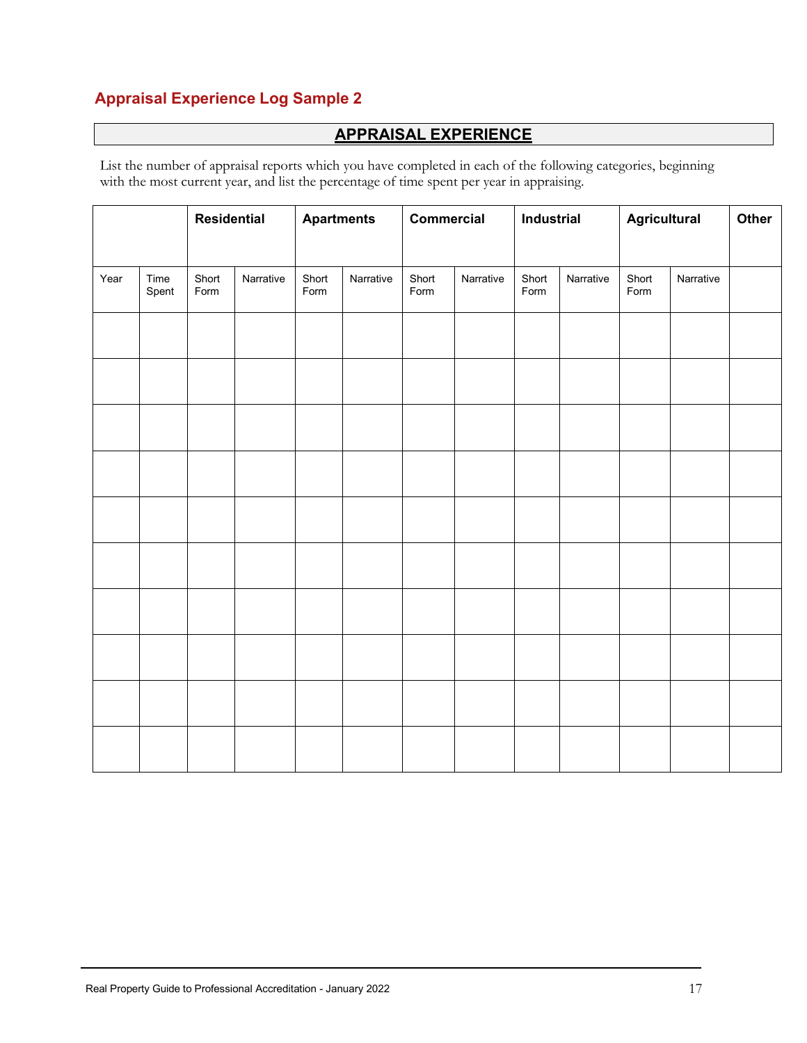## Appraisal Experience Log Sample 2

### APPRAISAL EXPERIENCE

List the number of appraisal reports which you have completed in each of the following categories, beginning with the most current year, and list the percentage of time spent per year in appraising.

| | | Residential | | Apartments | | Commercial | | Industrial | | Agricultural | | Other |
|---|---|---|---|---|---|---|---|---|---|---|---|---|
| Year | Time Spent | Short Form | Narrative | Short Form | Narrative | Short Form | Narrative | Short Form | Narrative | Short Form | Narrative | |
| | | | | | | | | | | | | |
| | | | | | | | | | | | | |
| | | | | | | | | | | | | |
| | | | | | | | | | | | | |
| | | | | | | | | | | | | |
| | | | | | | | | | | | | |
| | | | | | | | | | | | | |
| | | | | | | | | | | | | |
| | | | | | | | | | | | | |
| | | | | | | | | | | | | |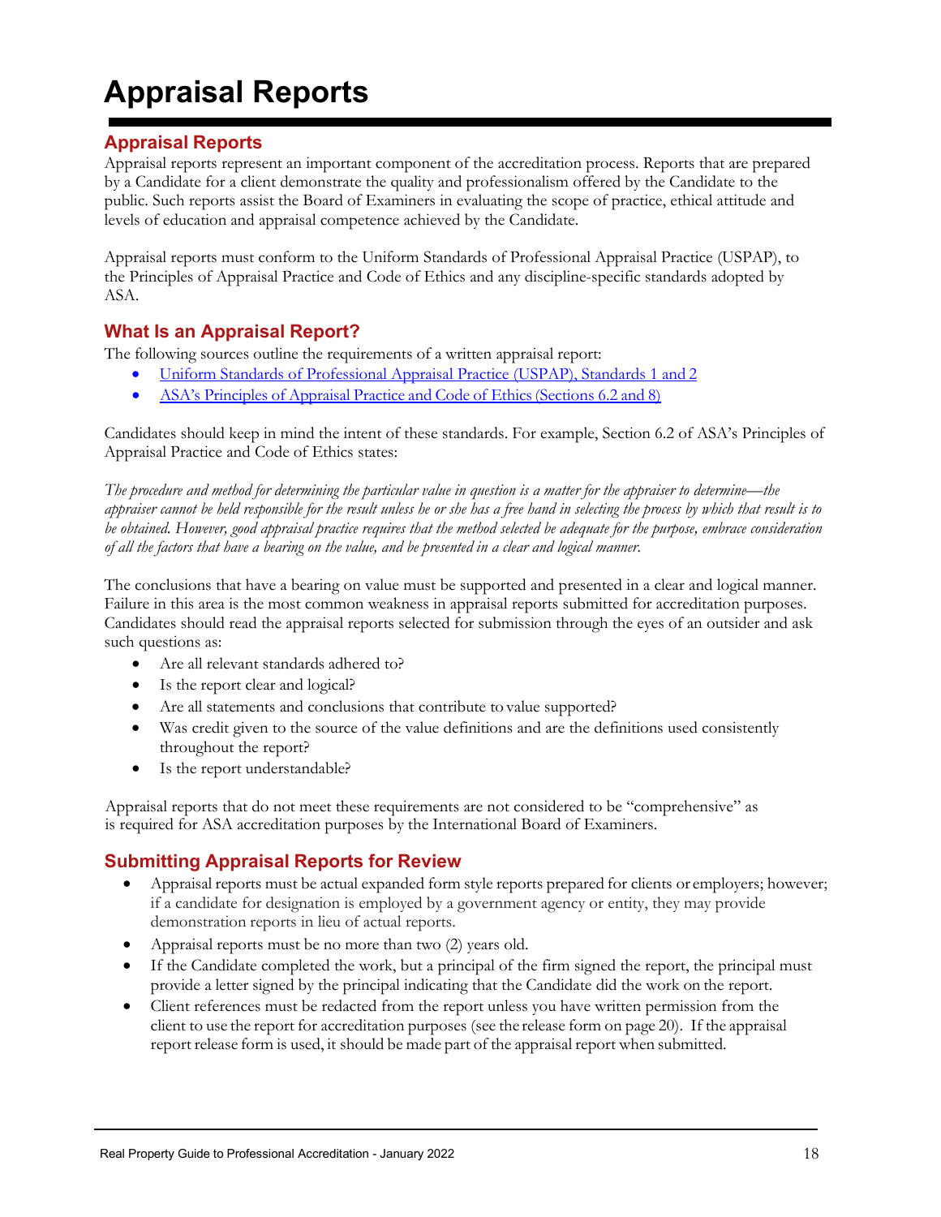# Appraisal Reports

## Appraisal Reports

Appraisal reports represent an important component of the accreditation process. Reports that are prepared by a Candidate for a client demonstrate the quality and professionalism offered by the Candidate to the public. Such reports assist the Board of Examiners in evaluating the scope of practice, ethical attitude and levels of education and appraisal competence achieved by the Candidate.

Appraisal reports must conform to the Uniform Standards of Professional Appraisal Practice (USPAP), to the Principles of Appraisal Practice and Code of Ethics and any discipline-specific standards adopted by ASA.

## What Is an Appraisal Report?

The following sources outline the requirements of a written appraisal report:

- Uniform Standards of Professional Appraisal Practice (USPAP), Standards 1 and 2
- ASA's Principles of Appraisal Practice and Code of Ethics (Sections 6.2 and 8)

Candidates should keep in mind the intent of these standards. For example, Section 6.2 of ASA's Principles of Appraisal Practice and Code of Ethics states:

*The procedure and method for determining the particular value in question is a matter for the appraiser to determine—the appraiser cannot be held responsible for the result unless he or she has a free hand in selecting the process by which that result is to be obtained. However, good appraisal practice requires that the method selected be adequate for the purpose, embrace consideration of all the factors that have a bearing on the value, and be presented in a clear and logical manner.*

The conclusions that have a bearing on value must be supported and presented in a clear and logical manner. Failure in this area is the most common weakness in appraisal reports submitted for accreditation purposes. Candidates should read the appraisal reports selected for submission through the eyes of an outsider and ask such questions as:

- Are all relevant standards adhered to?
- Is the report clear and logical?
- Are all statements and conclusions that contribute to value supported?
- Was credit given to the source of the value definitions and are the definitions used consistently throughout the report?
- Is the report understandable?

Appraisal reports that do not meet these requirements are not considered to be "comprehensive" as is required for ASA accreditation purposes by the International Board of Examiners.

## Submitting Appraisal Reports for Review

- Appraisal reports must be actual expanded form style reports prepared for clients or employers; however; if a candidate for designation is employed by a government agency or entity, they may provide demonstration reports in lieu of actual reports.
- Appraisal reports must be no more than two (2) years old.
- If the Candidate completed the work, but a principal of the firm signed the report, the principal must provide a letter signed by the principal indicating that the Candidate did the work on the report.
- Client references must be redacted from the report unless you have written permission from the client to use the report for accreditation purposes (see the release form on page 20). If the appraisal report release form is used, it should be made part of the appraisal report when submitted.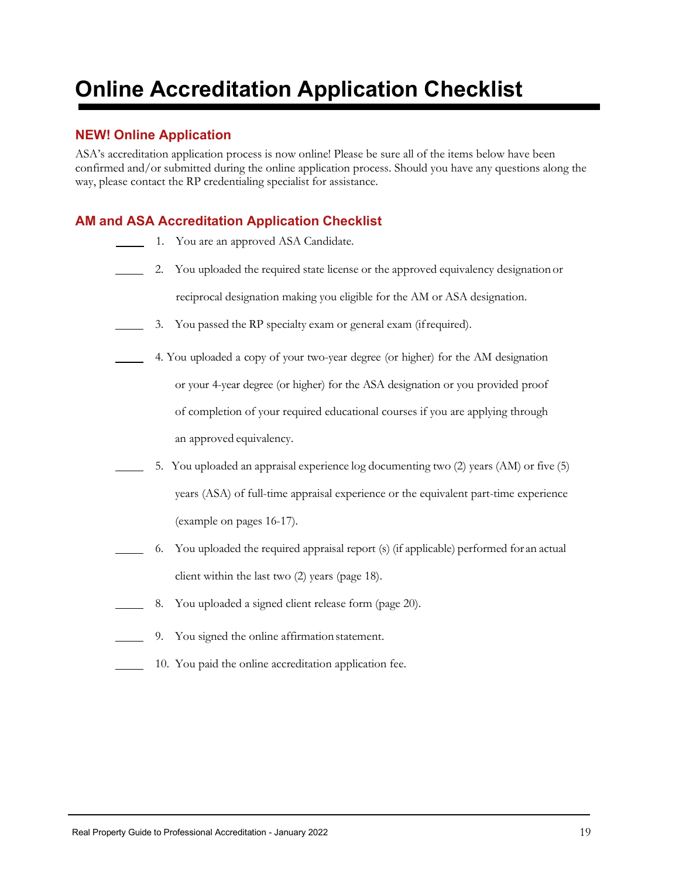# Online Accreditation Application Checklist

## NEW! Online Application

ASA's accreditation application process is now online! Please be sure all of the items below have been confirmed and/or submitted during the online application process. Should you have any questions along the way, please contact the RP credentialing specialist for assistance.

## AM and ASA Accreditation Application Checklist

_____ 1. You are an approved ASA Candidate.

_____ 2. You uploaded the required state license or the approved equivalency designation or reciprocal designation making you eligible for the AM or ASA designation.

_____ 3. You passed the RP specialty exam or general exam (if required).

_____ 4. You uploaded a copy of your two-year degree (or higher) for the AM designation or your 4-year degree (or higher) for the ASA designation or you provided proof of completion of your required educational courses if you are applying through an approved equivalency.

_____ 5. You uploaded an appraisal experience log documenting two (2) years (AM) or five (5) years (ASA) of full-time appraisal experience or the equivalent part-time experience (example on pages 16-17).

_____ 6. You uploaded the required appraisal report (s) (if applicable) performed for an actual client within the last two (2) years (page 18).

_____ 8. You uploaded a signed client release form (page 20).

_____ 9. You signed the online affirmation statement.

_____ 10. You paid the online accreditation application fee.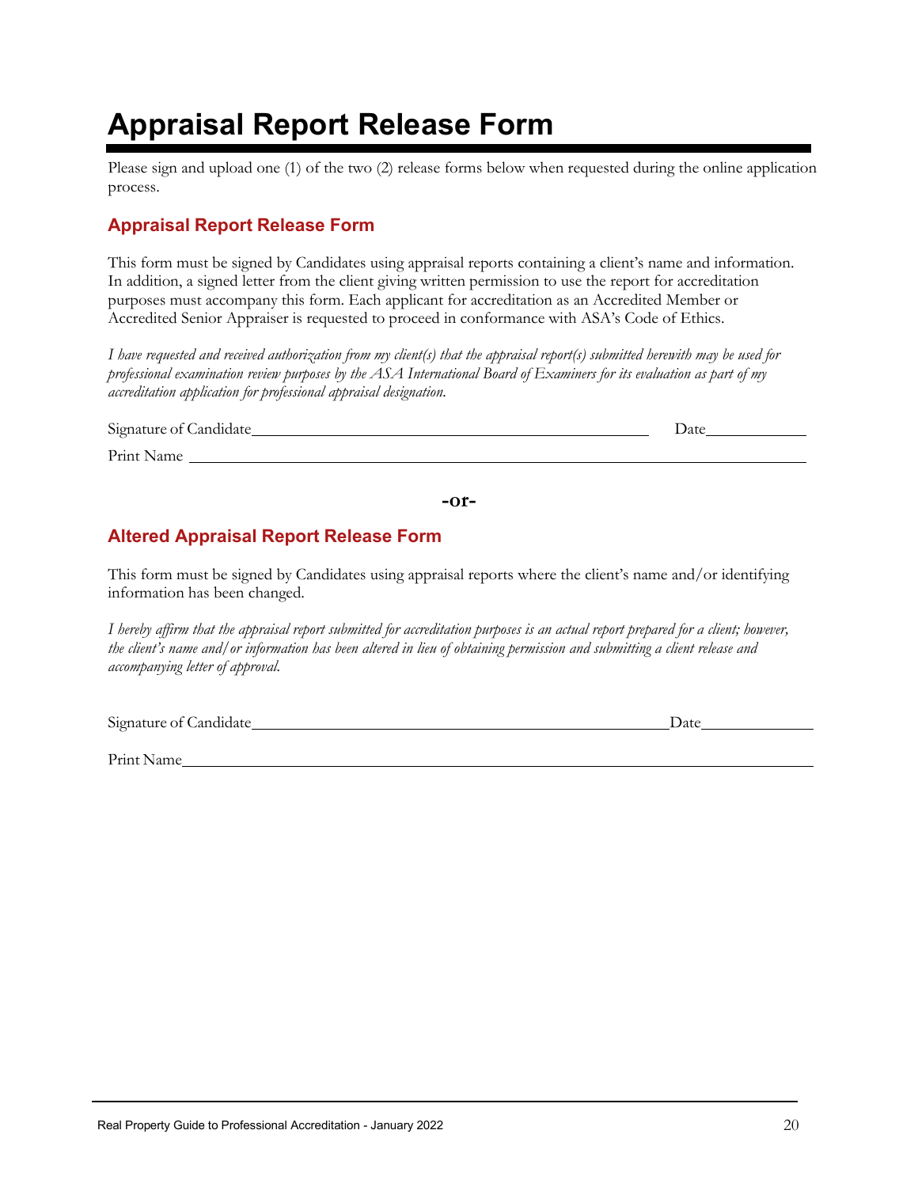# Appraisal Report Release Form

Please sign and upload one (1) of the two (2) release forms below when requested during the online application process.

## Appraisal Report Release Form

This form must be signed by Candidates using appraisal reports containing a client's name and information. In addition, a signed letter from the client giving written permission to use the report for accreditation purposes must accompany this form. Each applicant for accreditation as an Accredited Member or Accredited Senior Appraiser is requested to proceed in conformance with ASA's Code of Ethics.

*I have requested and received authorization from my client(s) that the appraisal report(s) submitted herewith may be used for professional examination review purposes by the ASA International Board of Examiners for its evaluation as part of my accreditation application for professional appraisal designation.*

Signature of Candidate_______________________________________ Date____________

Print Name ____________________________________________________________

**-or-**

## Altered Appraisal Report Release Form

This form must be signed by Candidates using appraisal reports where the client's name and/or identifying information has been changed.

*I hereby affirm that the appraisal report submitted for accreditation purposes is an actual report prepared for a client; however, the client's name and/or information has been altered in lieu of obtaining permission and submitting a client release and accompanying letter of approval.*

Signature of Candidate_______________________________________ Date____________

Print Name____________________________________________________________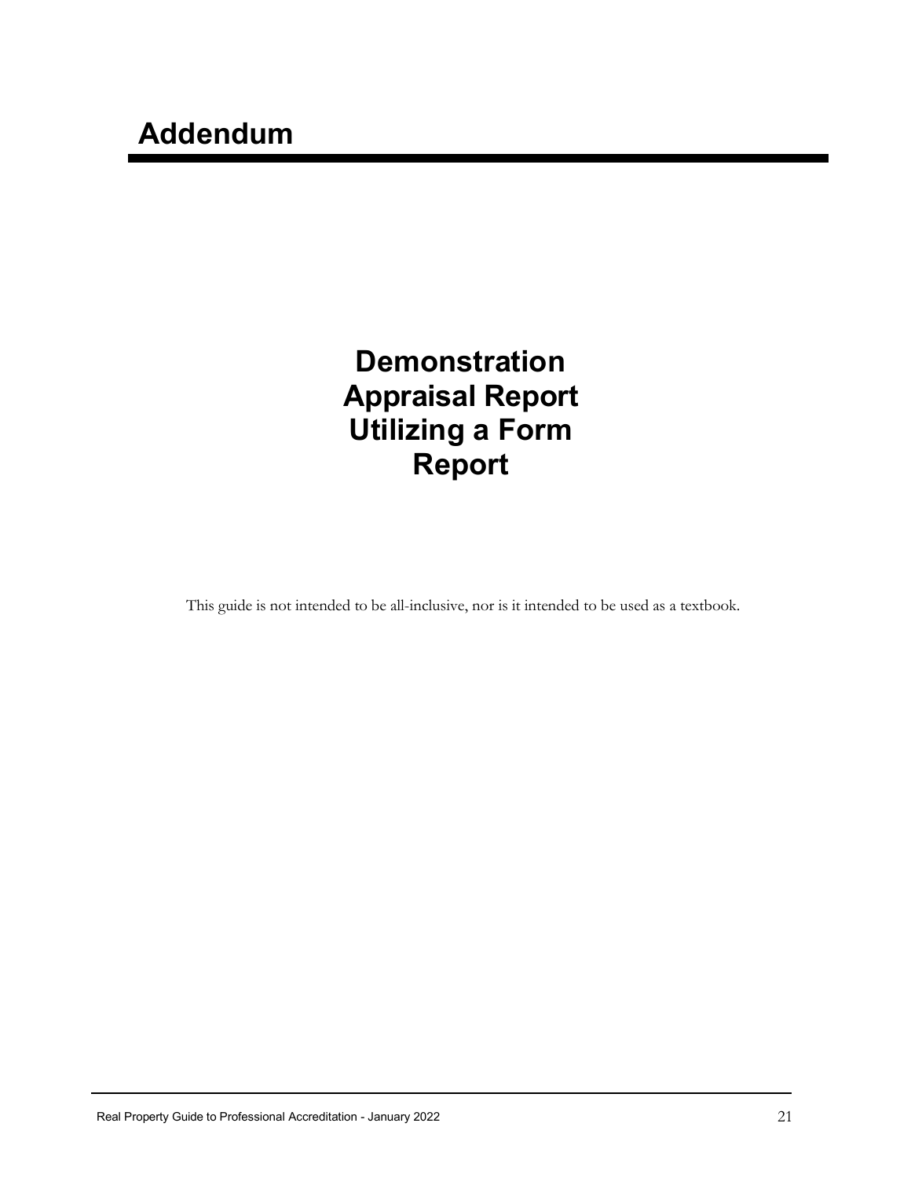# Addendum

## Demonstration Appraisal Report Utilizing a Form Report

This guide is not intended to be all-inclusive, nor is it intended to be used as a textbook.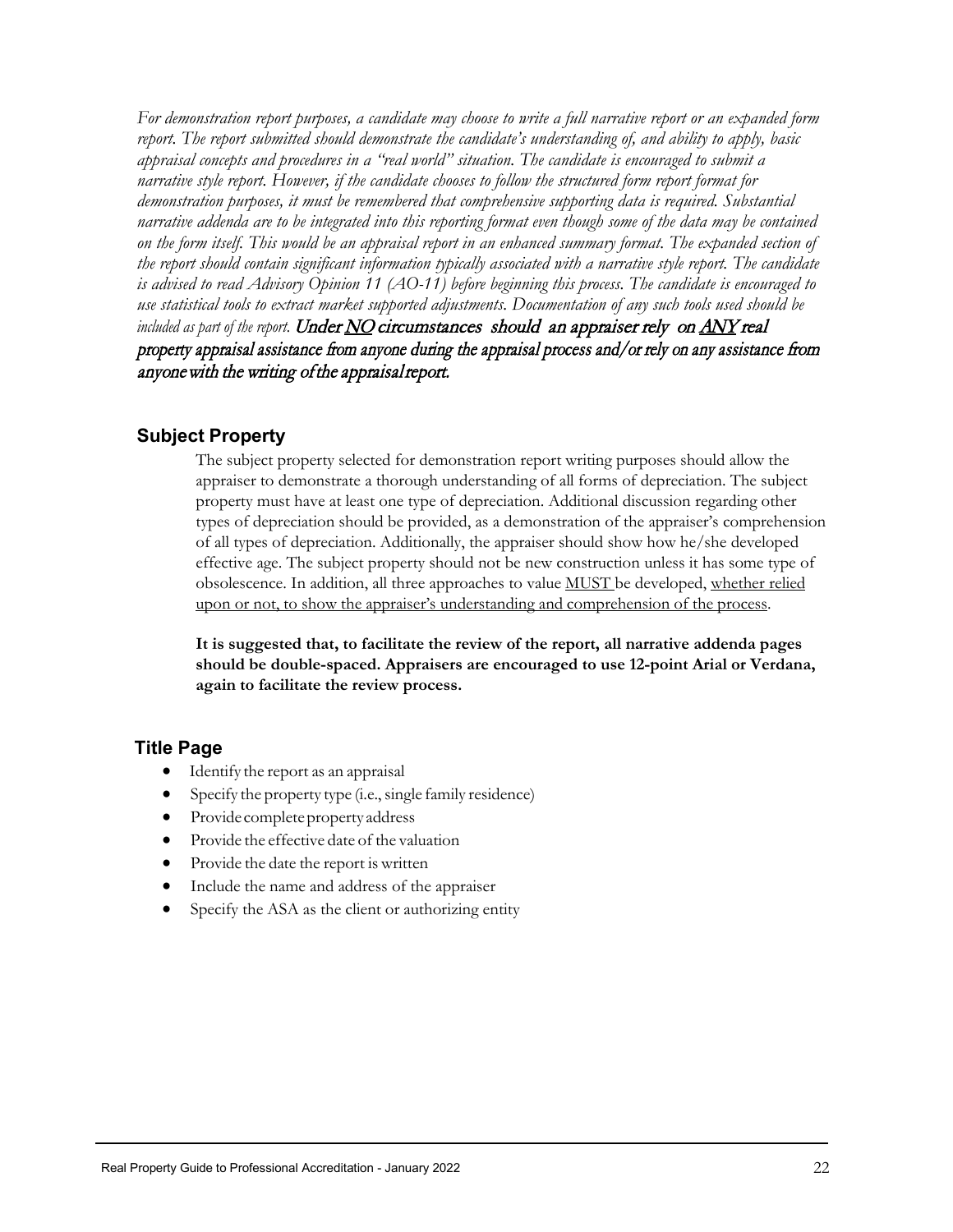*For demonstration report purposes, a candidate may choose to write a full narrative report or an expanded form report. The report submitted should demonstrate the candidate's understanding of, and ability to apply, basic appraisal concepts and procedures in a "real world" situation. The candidate is encouraged to submit a narrative style report. However, if the candidate chooses to follow the structured form report format for demonstration purposes, it must be remembered that comprehensive supporting data is required. Substantial narrative addenda are to be integrated into this reporting format even though some of the data may be contained on the form itself. This would be an appraisal report in an enhanced summary format. The expanded section of the report should contain significant information typically associated with a narrative style report. The candidate is advised to read Advisory Opinion 11 (AO-11) before beginning this process. The candidate is encouraged to use statistical tools to extract market supported adjustments. Documentation of any such tools used should be included as part of the report.* ***Under <u>NO</u> circumstances should an appraiser rely on <u>ANY</u> real property appraisal assistance from anyone during the appraisal process and/or rely on any assistance from anyone with the writing of the appraisal report.***

## Subject Property

The subject property selected for demonstration report writing purposes should allow the appraiser to demonstrate a thorough understanding of all forms of depreciation. The subject property must have at least one type of depreciation. Additional discussion regarding other types of depreciation should be provided, as a demonstration of the appraiser's comprehension of all types of depreciation. Additionally, the appraiser should show how he/she developed effective age. The subject property should not be new construction unless it has some type of obsolescence. In addition, all three approaches to value <u>MUST</u> be developed, <u>whether relied upon or not, to show the appraiser's understanding and comprehension of the process</u>.

**It is suggested that, to facilitate the review of the report, all narrative addenda pages should be double-spaced. Appraisers are encouraged to use 12-point Arial or Verdana, again to facilitate the review process.**

## Title Page

- Identify the report as an appraisal
- Specify the property type (i.e., single family residence)
- Provide complete property address
- Provide the effective date of the valuation
- Provide the date the report is written
- Include the name and address of the appraiser
- Specify the ASA as the client or authorizing entity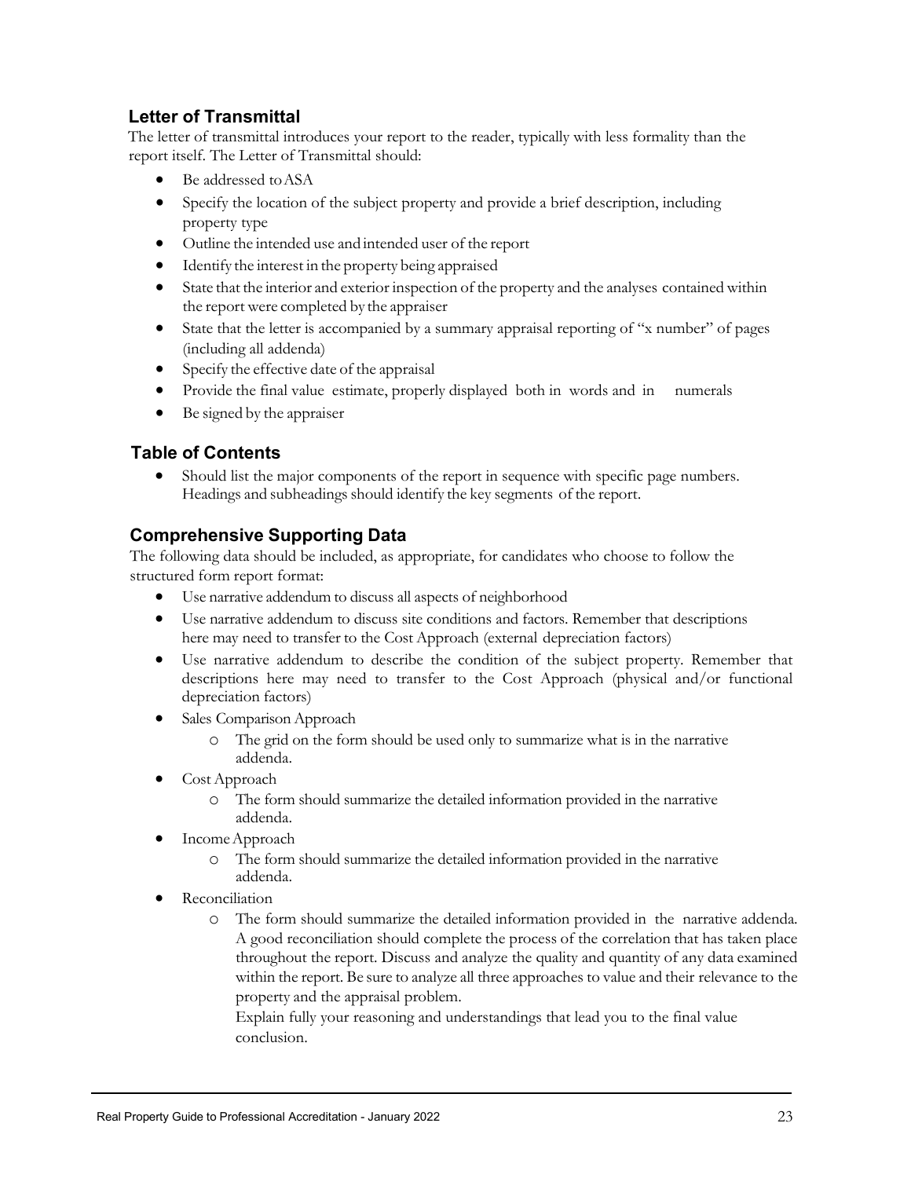## Letter of Transmittal

The letter of transmittal introduces your report to the reader, typically with less formality than the report itself. The Letter of Transmittal should:

- Be addressed to ASA
- Specify the location of the subject property and provide a brief description, including property type
- Outline the intended use and intended user of the report
- Identify the interest in the property being appraised
- State that the interior and exterior inspection of the property and the analyses contained within the report were completed by the appraiser
- State that the letter is accompanied by a summary appraisal reporting of "x number" of pages (including all addenda)
- Specify the effective date of the appraisal
- Provide the final value estimate, properly displayed both in words and in numerals
- Be signed by the appraiser

## Table of Contents

- Should list the major components of the report in sequence with specific page numbers. Headings and subheadings should identify the key segments of the report.

## Comprehensive Supporting Data

The following data should be included, as appropriate, for candidates who choose to follow the structured form report format:

- Use narrative addendum to discuss all aspects of neighborhood
- Use narrative addendum to discuss site conditions and factors. Remember that descriptions here may need to transfer to the Cost Approach (external depreciation factors)
- Use narrative addendum to describe the condition of the subject property. Remember that descriptions here may need to transfer to the Cost Approach (physical and/or functional depreciation factors)
- Sales Comparison Approach
  - The grid on the form should be used only to summarize what is in the narrative addenda.
- Cost Approach
  - The form should summarize the detailed information provided in the narrative addenda.
- Income Approach
  - The form should summarize the detailed information provided in the narrative addenda.
- Reconciliation
  - The form should summarize the detailed information provided in the narrative addenda. A good reconciliation should complete the process of the correlation that has taken place throughout the report. Discuss and analyze the quality and quantity of any data examined within the report. Be sure to analyze all three approaches to value and their relevance to the property and the appraisal problem.

    Explain fully your reasoning and understandings that lead you to the final value conclusion.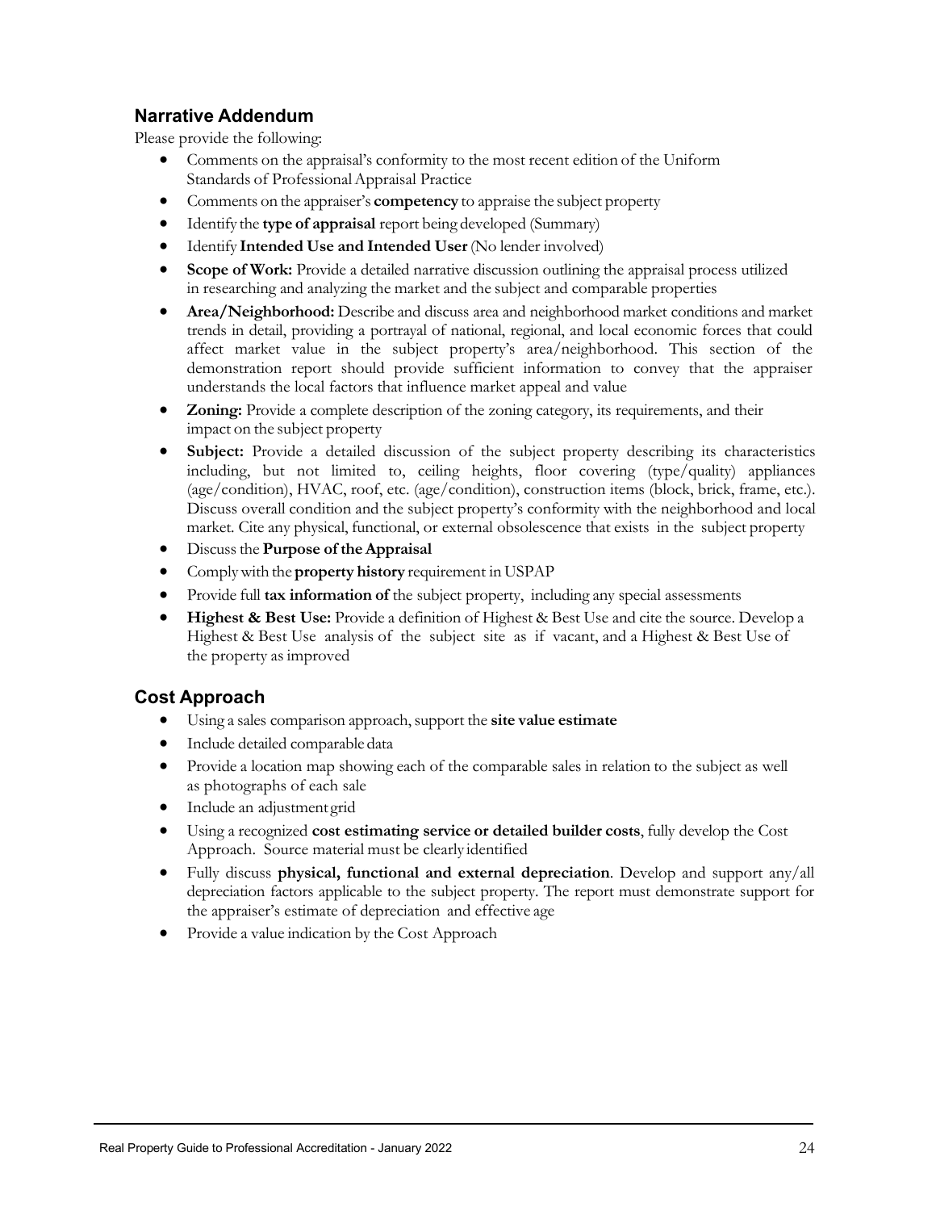## Narrative Addendum

Please provide the following:

- Comments on the appraisal's conformity to the most recent edition of the Uniform Standards of Professional Appraisal Practice
- Comments on the appraiser's **competency** to appraise the subject property
- Identify the **type of appraisal** report being developed (Summary)
- Identify **Intended Use and Intended User** (No lender involved)
- **Scope of Work:** Provide a detailed narrative discussion outlining the appraisal process utilized in researching and analyzing the market and the subject and comparable properties
- **Area/Neighborhood:** Describe and discuss area and neighborhood market conditions and market trends in detail, providing a portrayal of national, regional, and local economic forces that could affect market value in the subject property's area/neighborhood. This section of the demonstration report should provide sufficient information to convey that the appraiser understands the local factors that influence market appeal and value
- **Zoning:** Provide a complete description of the zoning category, its requirements, and their impact on the subject property
- **Subject:** Provide a detailed discussion of the subject property describing its characteristics including, but not limited to, ceiling heights, floor covering (type/quality) appliances (age/condition), HVAC, roof, etc. (age/condition), construction items (block, brick, frame, etc.). Discuss overall condition and the subject property's conformity with the neighborhood and local market. Cite any physical, functional, or external obsolescence that exists in the subject property
- Discuss the **Purpose of the Appraisal**
- Comply with the **property history** requirement in USPAP
- Provide full **tax information of** the subject property, including any special assessments
- **Highest & Best Use:** Provide a definition of Highest & Best Use and cite the source. Develop a Highest & Best Use analysis of the subject site as if vacant, and a Highest & Best Use of the property as improved

## Cost Approach

- Using a sales comparison approach, support the **site value estimate**
- Include detailed comparable data
- Provide a location map showing each of the comparable sales in relation to the subject as well as photographs of each sale
- Include an adjustment grid
- Using a recognized **cost estimating service or detailed builder costs**, fully develop the Cost Approach. Source material must be clearly identified
- Fully discuss **physical, functional and external depreciation**. Develop and support any/all depreciation factors applicable to the subject property. The report must demonstrate support for the appraiser's estimate of depreciation and effective age
- Provide a value indication by the Cost Approach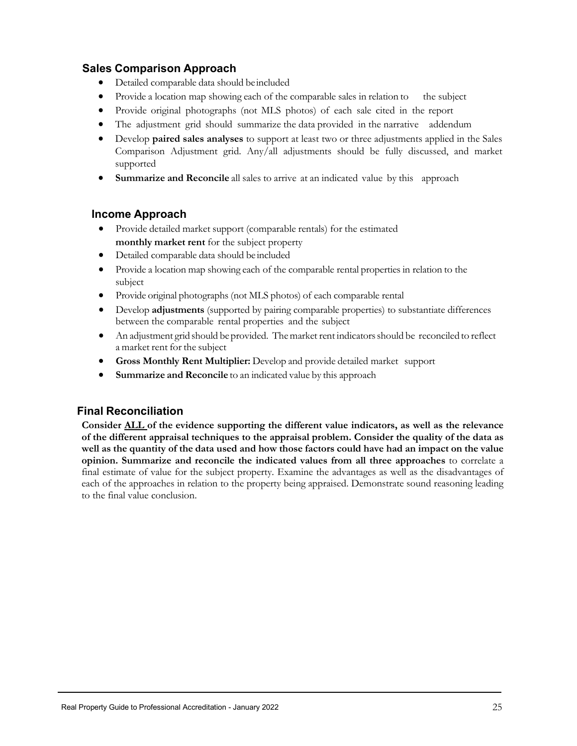## Sales Comparison Approach

- Detailed comparable data should be included
- Provide a location map showing each of the comparable sales in relation to the subject
- Provide original photographs (not MLS photos) of each sale cited in the report
- The adjustment grid should summarize the data provided in the narrative addendum
- Develop **paired sales analyses** to support at least two or three adjustments applied in the Sales Comparison Adjustment grid. Any/all adjustments should be fully discussed, and market supported
- **Summarize and Reconcile** all sales to arrive at an indicated value by this approach

## Income Approach

- Provide detailed market support (comparable rentals) for the estimated **monthly market rent** for the subject property
- Detailed comparable data should be included
- Provide a location map showing each of the comparable rental properties in relation to the subject
- Provide original photographs (not MLS photos) of each comparable rental
- Develop **adjustments** (supported by pairing comparable properties) to substantiate differences between the comparable rental properties and the subject
- An adjustment grid should be provided. The market rent indicators should be reconciled to reflect a market rent for the subject
- **Gross Monthly Rent Multiplier:** Develop and provide detailed market support
- **Summarize and Reconcile** to an indicated value by this approach

## Final Reconciliation

**Consider <u>ALL</u> of the evidence supporting the different value indicators, as well as the relevance of the different appraisal techniques to the appraisal problem. Consider the quality of the data as well as the quantity of the data used and how those factors could have had an impact on the value opinion. Summarize and reconcile the indicated values from all three approaches** to correlate a final estimate of value for the subject property. Examine the advantages as well as the disadvantages of each of the approaches in relation to the property being appraised. Demonstrate sound reasoning leading to the final value conclusion.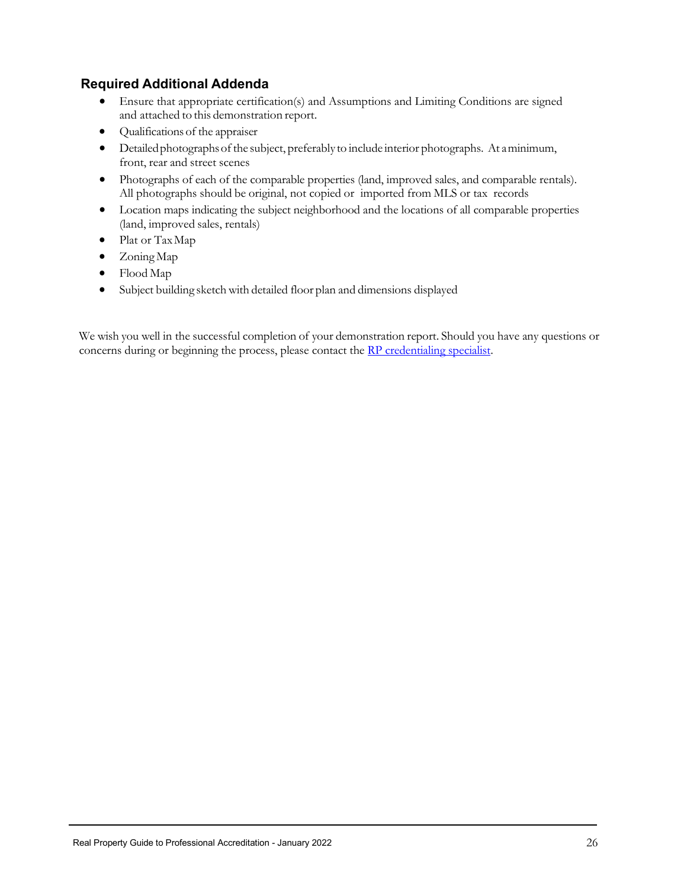## Required Additional Addenda

- Ensure that appropriate certification(s) and Assumptions and Limiting Conditions are signed and attached to this demonstration report.
- Qualifications of the appraiser
- Detailed photographs of the subject, preferably to include interior photographs. At a minimum, front, rear and street scenes
- Photographs of each of the comparable properties (land, improved sales, and comparable rentals). All photographs should be original, not copied or imported from MLS or tax records
- Location maps indicating the subject neighborhood and the locations of all comparable properties (land, improved sales, rentals)
- Plat or Tax Map
- Zoning Map
- Flood Map
- Subject building sketch with detailed floor plan and dimensions displayed

We wish you well in the successful completion of your demonstration report. Should you have any questions or concerns during or beginning the process, please contact the RP credentialing specialist.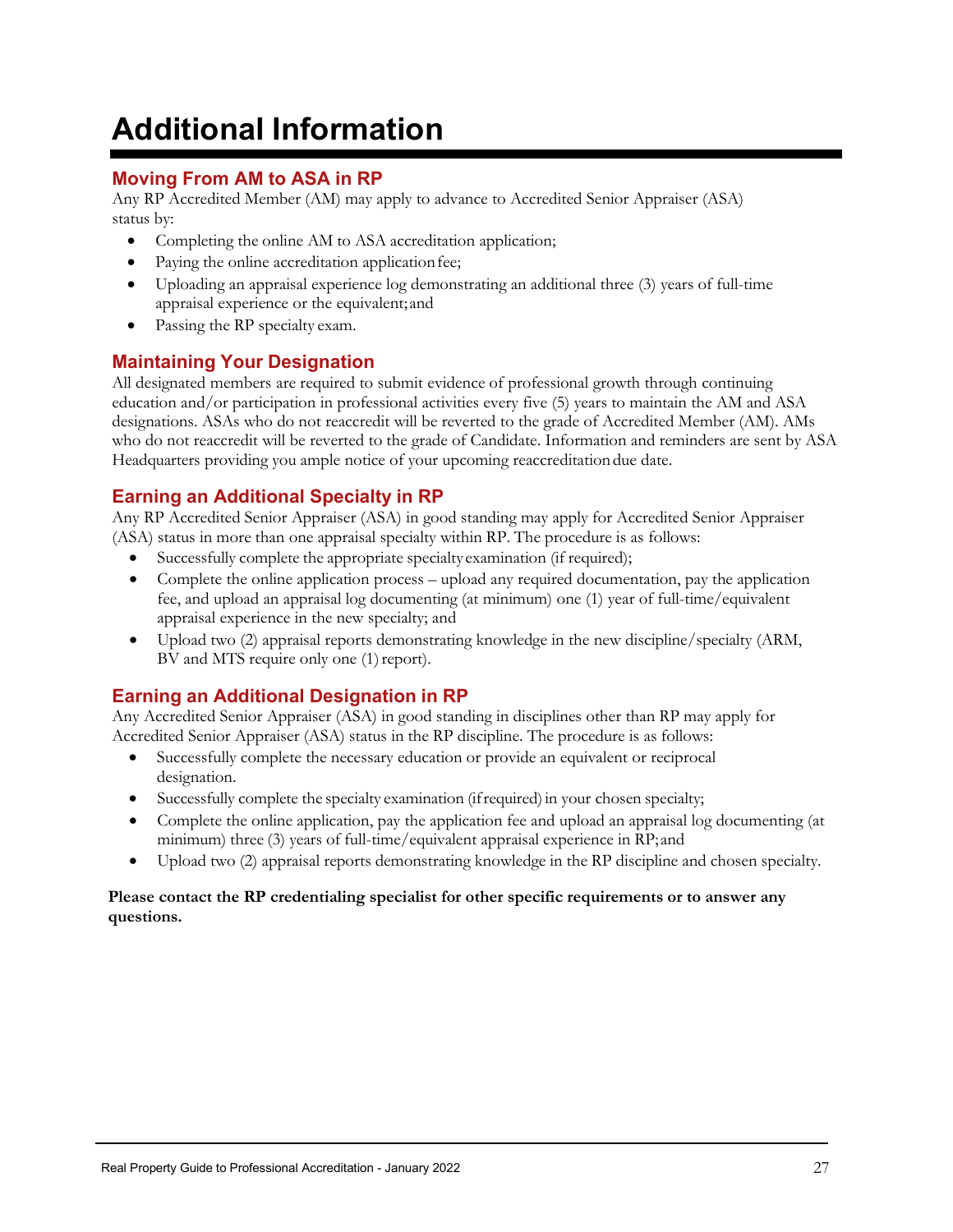# Additional Information

## Moving From AM to ASA in RP

Any RP Accredited Member (AM) may apply to advance to Accredited Senior Appraiser (ASA) status by:

- Completing the online AM to ASA accreditation application;
- Paying the online accreditation application fee;
- Uploading an appraisal experience log demonstrating an additional three (3) years of full-time appraisal experience or the equivalent; and
- Passing the RP specialty exam.

## Maintaining Your Designation

All designated members are required to submit evidence of professional growth through continuing education and/or participation in professional activities every five (5) years to maintain the AM and ASA designations. ASAs who do not reaccredit will be reverted to the grade of Accredited Member (AM). AMs who do not reaccredit will be reverted to the grade of Candidate. Information and reminders are sent by ASA Headquarters providing you ample notice of your upcoming reaccreditation due date.

## Earning an Additional Specialty in RP

Any RP Accredited Senior Appraiser (ASA) in good standing may apply for Accredited Senior Appraiser (ASA) status in more than one appraisal specialty within RP. The procedure is as follows:

- Successfully complete the appropriate specialty examination (if required);
- Complete the online application process – upload any required documentation, pay the application fee, and upload an appraisal log documenting (at minimum) one (1) year of full-time/equivalent appraisal experience in the new specialty; and
- Upload two (2) appraisal reports demonstrating knowledge in the new discipline/specialty (ARM, BV and MTS require only one (1) report).

## Earning an Additional Designation in RP

Any Accredited Senior Appraiser (ASA) in good standing in disciplines other than RP may apply for Accredited Senior Appraiser (ASA) status in the RP discipline. The procedure is as follows:

- Successfully complete the necessary education or provide an equivalent or reciprocal designation.
- Successfully complete the specialty examination (if required) in your chosen specialty;
- Complete the online application, pay the application fee and upload an appraisal log documenting (at minimum) three (3) years of full-time/equivalent appraisal experience in RP; and
- Upload two (2) appraisal reports demonstrating knowledge in the RP discipline and chosen specialty.

**Please contact the RP credentialing specialist for other specific requirements or to answer any questions.**